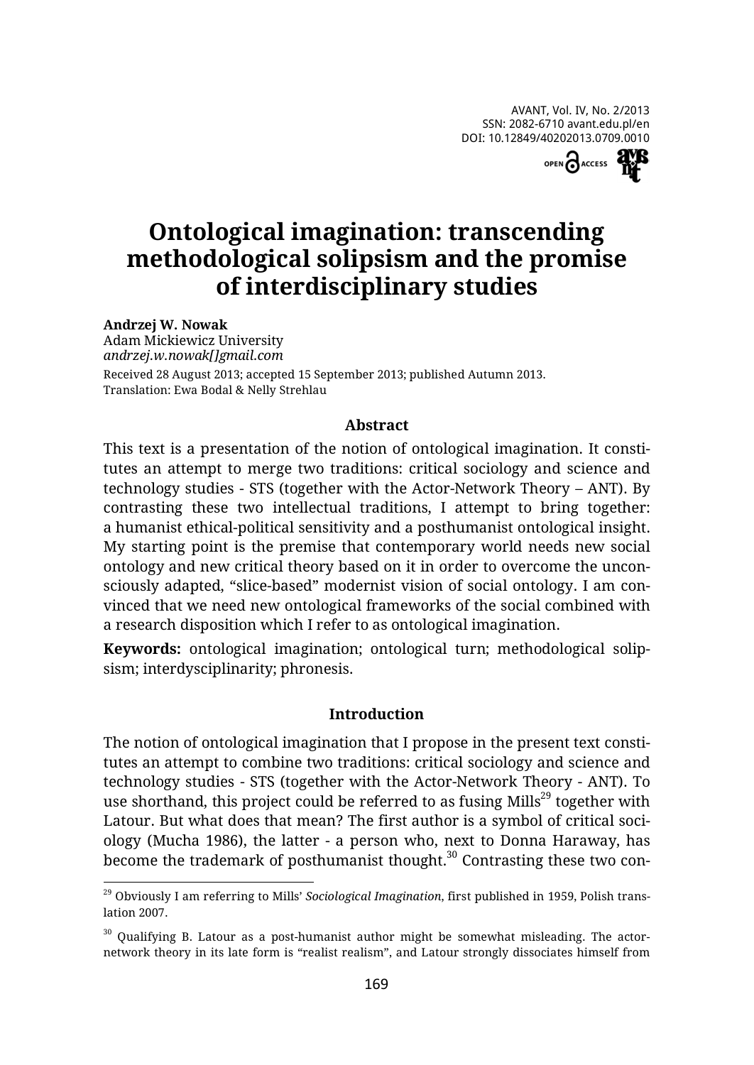AVANT, Vol. IV, No. 2/2013
SSN: 2082-6710 avant.edu.pl/en
DOI: 10.12849/40202013.0709.0010

# Ontological imagination: transcending methodological solipsism and the promise of interdisciplinary studies

**Andrzej W. Nowak**
Adam Mickiewicz University
*andrzej.w.nowak[]gmail.com*

Received 28 August 2013; accepted 15 September 2013; published Autumn 2013.
Translation: Ewa Bodal & Nelly Strehlau

### Abstract

This text is a presentation of the notion of ontological imagination. It constitutes an attempt to merge two traditions: critical sociology and science and technology studies - STS (together with the Actor-Network Theory – ANT). By contrasting these two intellectual traditions, I attempt to bring together: a humanist ethical-political sensitivity and a posthumanist ontological insight. My starting point is the premise that contemporary world needs new social ontology and new critical theory based on it in order to overcome the unconsciously adapted, "slice-based" modernist vision of social ontology. I am convinced that we need new ontological frameworks of the social combined with a research disposition which I refer to as ontological imagination.

**Keywords:** ontological imagination; ontological turn; methodological solipsism; interdysciplinarity; phronesis.

### Introduction

The notion of ontological imagination that I propose in the present text constitutes an attempt to combine two traditions: critical sociology and science and technology studies - STS (together with the Actor-Network Theory - ANT). To use shorthand, this project could be referred to as fusing Mills[29] together with Latour. But what does that mean? The first author is a symbol of critical sociology (Mucha 1986), the latter - a person who, next to Donna Haraway, has become the trademark of posthumanist thought.[30] Contrasting these two con-

[29] Obviously I am referring to Mills' *Sociological Imagination*, first published in 1959, Polish translation 2007.

[30] Qualifying B. Latour as a post-humanist author might be somewhat misleading. The actor-network theory in its late form is "realist realism", and Latour strongly dissociates himself from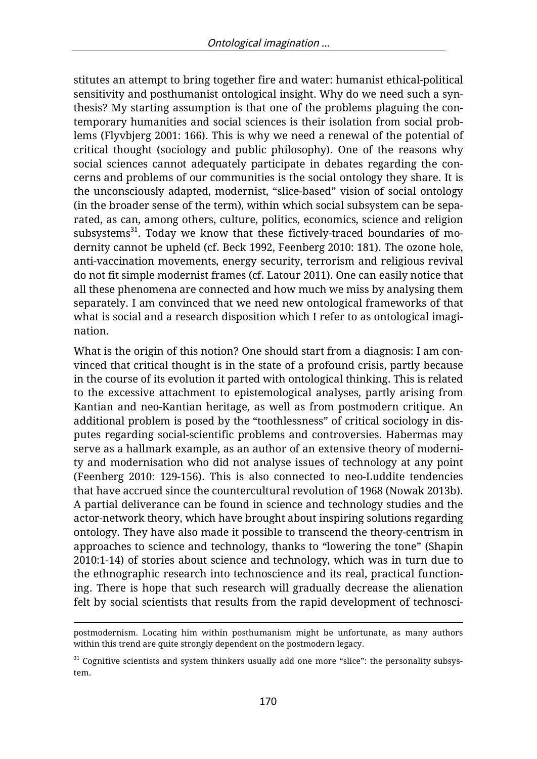stitutes an attempt to bring together fire and water: humanist ethical-political sensitivity and posthumanist ontological insight. Why do we need such a synthesis? My starting assumption is that one of the problems plaguing the contemporary humanities and social sciences is their isolation from social problems (Flyvbjerg 2001: 166). This is why we need a renewal of the potential of critical thought (sociology and public philosophy). One of the reasons why social sciences cannot adequately participate in debates regarding the concerns and problems of our communities is the social ontology they share. It is the unconsciously adapted, modernist, "slice-based" vision of social ontology (in the broader sense of the term), within which social subsystem can be separated, as can, among others, culture, politics, economics, science and religion subsystems[31]. Today we know that these fictively-traced boundaries of modernity cannot be upheld (cf. Beck 1992, Feenberg 2010: 181). The ozone hole, anti-vaccination movements, energy security, terrorism and religious revival do not fit simple modernist frames (cf. Latour 2011). One can easily notice that all these phenomena are connected and how much we miss by analysing them separately. I am convinced that we need new ontological frameworks of that what is social and a research disposition which I refer to as ontological imagination.

What is the origin of this notion? One should start from a diagnosis: I am convinced that critical thought is in the state of a profound crisis, partly because in the course of its evolution it parted with ontological thinking. This is related to the excessive attachment to epistemological analyses, partly arising from Kantian and neo-Kantian heritage, as well as from postmodern critique. An additional problem is posed by the "toothlessness" of critical sociology in disputes regarding social-scientific problems and controversies. Habermas may serve as a hallmark example, as an author of an extensive theory of modernity and modernisation who did not analyse issues of technology at any point (Feenberg 2010: 129-156). This is also connected to neo-Luddite tendencies that have accrued since the countercultural revolution of 1968 (Nowak 2013b). A partial deliverance can be found in science and technology studies and the actor-network theory, which have brought about inspiring solutions regarding ontology. They have also made it possible to transcend the theory-centrism in approaches to science and technology, thanks to "lowering the tone" (Shapin 2010:1-14) of stories about science and technology, which was in turn due to the ethnographic research into technoscience and its real, practical functioning. There is hope that such research will gradually decrease the alienation felt by social scientists that results from the rapid development of technosci-

postmodernism. Locating him within posthumanism might be unfortunate, as many authors within this trend are quite strongly dependent on the postmodern legacy.

[31] Cognitive scientists and system thinkers usually add one more "slice": the personality subsystem.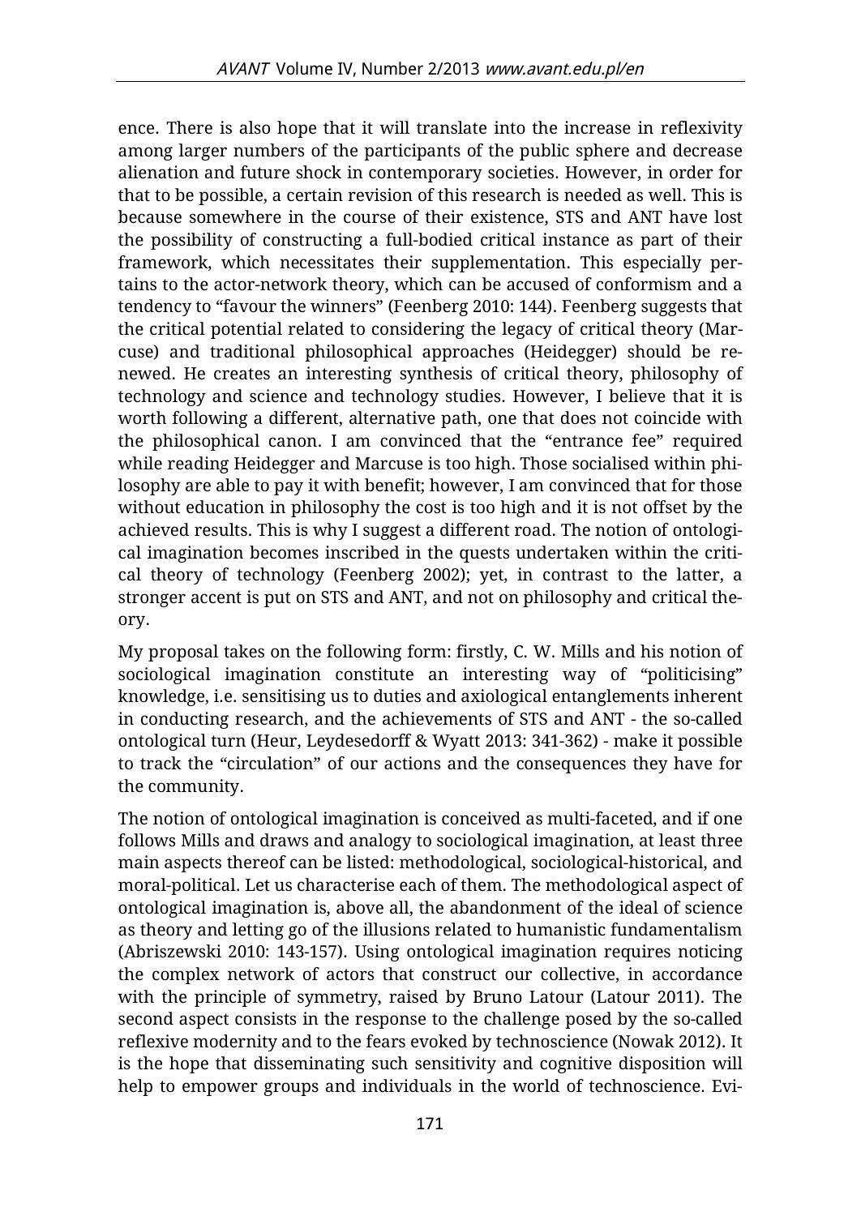ence. There is also hope that it will translate into the increase in reflexivity among larger numbers of the participants of the public sphere and decrease alienation and future shock in contemporary societies. However, in order for that to be possible, a certain revision of this research is needed as well. This is because somewhere in the course of their existence, STS and ANT have lost the possibility of constructing a full-bodied critical instance as part of their framework, which necessitates their supplementation. This especially pertains to the actor-network theory, which can be accused of conformism and a tendency to "favour the winners" (Feenberg 2010: 144). Feenberg suggests that the critical potential related to considering the legacy of critical theory (Marcuse) and traditional philosophical approaches (Heidegger) should be renewed. He creates an interesting synthesis of critical theory, philosophy of technology and science and technology studies. However, I believe that it is worth following a different, alternative path, one that does not coincide with the philosophical canon. I am convinced that the "entrance fee" required while reading Heidegger and Marcuse is too high. Those socialised within philosophy are able to pay it with benefit; however, I am convinced that for those without education in philosophy the cost is too high and it is not offset by the achieved results. This is why I suggest a different road. The notion of ontological imagination becomes inscribed in the quests undertaken within the critical theory of technology (Feenberg 2002); yet, in contrast to the latter, a stronger accent is put on STS and ANT, and not on philosophy and critical theory.

My proposal takes on the following form: firstly, C. W. Mills and his notion of sociological imagination constitute an interesting way of "politicising" knowledge, i.e. sensitising us to duties and axiological entanglements inherent in conducting research, and the achievements of STS and ANT - the so-called ontological turn (Heur, Leydesedorff & Wyatt 2013: 341-362) - make it possible to track the "circulation" of our actions and the consequences they have for the community.

The notion of ontological imagination is conceived as multi-faceted, and if one follows Mills and draws and analogy to sociological imagination, at least three main aspects thereof can be listed: methodological, sociological-historical, and moral-political. Let us characterise each of them. The methodological aspect of ontological imagination is, above all, the abandonment of the ideal of science as theory and letting go of the illusions related to humanistic fundamentalism (Abriszewski 2010: 143-157). Using ontological imagination requires noticing the complex network of actors that construct our collective, in accordance with the principle of symmetry, raised by Bruno Latour (Latour 2011). The second aspect consists in the response to the challenge posed by the so-called reflexive modernity and to the fears evoked by technoscience (Nowak 2012). It is the hope that disseminating such sensitivity and cognitive disposition will help to empower groups and individuals in the world of technoscience. Evi-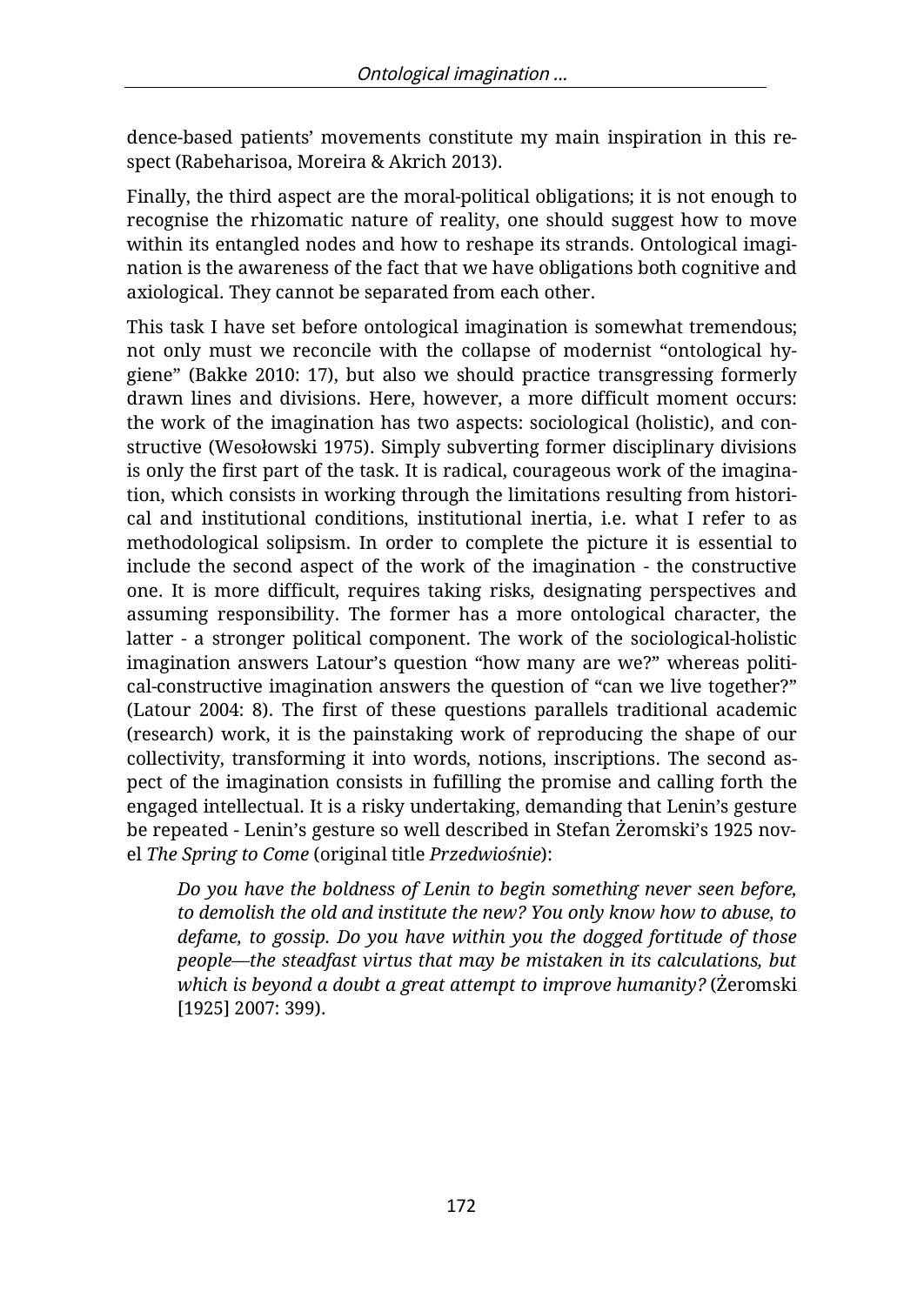dence-based patients' movements constitute my main inspiration in this respect (Rabeharisoa, Moreira & Akrich 2013).

Finally, the third aspect are the moral-political obligations; it is not enough to recognise the rhizomatic nature of reality, one should suggest how to move within its entangled nodes and how to reshape its strands. Ontological imagination is the awareness of the fact that we have obligations both cognitive and axiological. They cannot be separated from each other.

This task I have set before ontological imagination is somewhat tremendous; not only must we reconcile with the collapse of modernist "ontological hygiene" (Bakke 2010: 17), but also we should practice transgressing formerly drawn lines and divisions. Here, however, a more difficult moment occurs: the work of the imagination has two aspects: sociological (holistic), and constructive (Wesołowski 1975). Simply subverting former disciplinary divisions is only the first part of the task. It is radical, courageous work of the imagination, which consists in working through the limitations resulting from historical and institutional conditions, institutional inertia, i.e. what I refer to as methodological solipsism. In order to complete the picture it is essential to include the second aspect of the work of the imagination - the constructive one. It is more difficult, requires taking risks, designating perspectives and assuming responsibility. The former has a more ontological character, the latter - a stronger political component. The work of the sociological-holistic imagination answers Latour's question "how many are we?" whereas political-constructive imagination answers the question of "can we live together?" (Latour 2004: 8). The first of these questions parallels traditional academic (research) work, it is the painstaking work of reproducing the shape of our collectivity, transforming it into words, notions, inscriptions. The second aspect of the imagination consists in fufilling the promise and calling forth the engaged intellectual. It is a risky undertaking, demanding that Lenin's gesture be repeated - Lenin's gesture so well described in Stefan Żeromski's 1925 novel *The Spring to Come* (original title *Przedwiośnie*):

> *Do you have the boldness of Lenin to begin something never seen before, to demolish the old and institute the new? You only know how to abuse, to defame, to gossip. Do you have within you the dogged fortitude of those people—the steadfast virtus that may be mistaken in its calculations, but which is beyond a doubt a great attempt to improve humanity?* (Żeromski [1925] 2007: 399).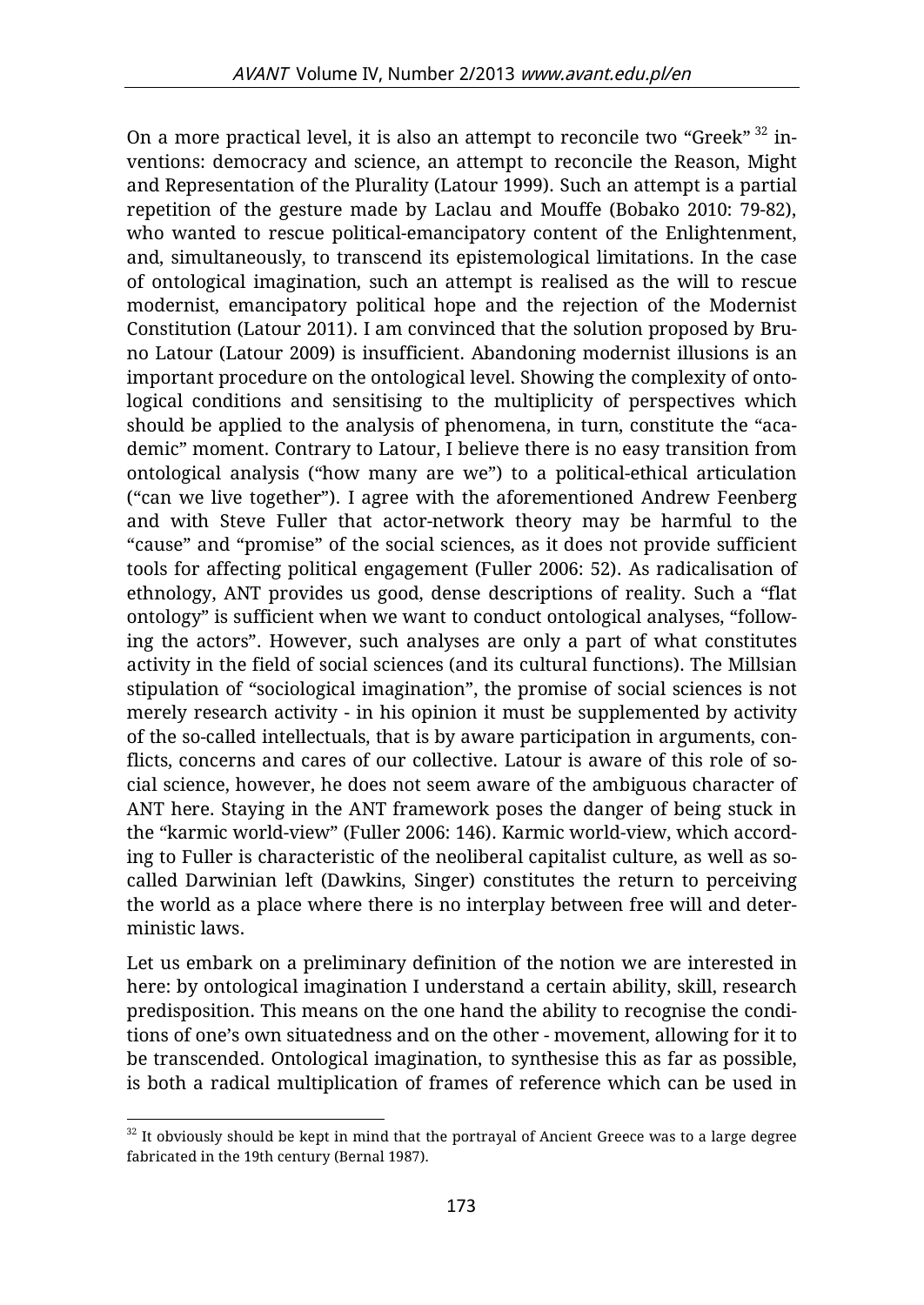On a more practical level, it is also an attempt to reconcile two "Greek" [32] inventions: democracy and science, an attempt to reconcile the Reason, Might and Representation of the Plurality (Latour 1999). Such an attempt is a partial repetition of the gesture made by Laclau and Mouffe (Bobako 2010: 79-82), who wanted to rescue political-emancipatory content of the Enlightenment, and, simultaneously, to transcend its epistemological limitations. In the case of ontological imagination, such an attempt is realised as the will to rescue modernist, emancipatory political hope and the rejection of the Modernist Constitution (Latour 2011). I am convinced that the solution proposed by Bruno Latour (Latour 2009) is insufficient. Abandoning modernist illusions is an important procedure on the ontological level. Showing the complexity of ontological conditions and sensitising to the multiplicity of perspectives which should be applied to the analysis of phenomena, in turn, constitute the "academic" moment. Contrary to Latour, I believe there is no easy transition from ontological analysis ("how many are we") to a political-ethical articulation ("can we live together"). I agree with the aforementioned Andrew Feenberg and with Steve Fuller that actor-network theory may be harmful to the "cause" and "promise" of the social sciences, as it does not provide sufficient tools for affecting political engagement (Fuller 2006: 52). As radicalisation of ethnology, ANT provides us good, dense descriptions of reality. Such a "flat ontology" is sufficient when we want to conduct ontological analyses, "following the actors". However, such analyses are only a part of what constitutes activity in the field of social sciences (and its cultural functions). The Millsian stipulation of "sociological imagination", the promise of social sciences is not merely research activity - in his opinion it must be supplemented by activity of the so-called intellectuals, that is by aware participation in arguments, conflicts, concerns and cares of our collective. Latour is aware of this role of social science, however, he does not seem aware of the ambiguous character of ANT here. Staying in the ANT framework poses the danger of being stuck in the "karmic world-view" (Fuller 2006: 146). Karmic world-view, which according to Fuller is characteristic of the neoliberal capitalist culture, as well as so-called Darwinian left (Dawkins, Singer) constitutes the return to perceiving the world as a place where there is no interplay between free will and deterministic laws.

Let us embark on a preliminary definition of the notion we are interested in here: by ontological imagination I understand a certain ability, skill, research predisposition. This means on the one hand the ability to recognise the conditions of one's own situatedness and on the other - movement, allowing for it to be transcended. Ontological imagination, to synthesise this as far as possible, is both a radical multiplication of frames of reference which can be used in

[32] It obviously should be kept in mind that the portrayal of Ancient Greece was to a large degree fabricated in the 19th century (Bernal 1987).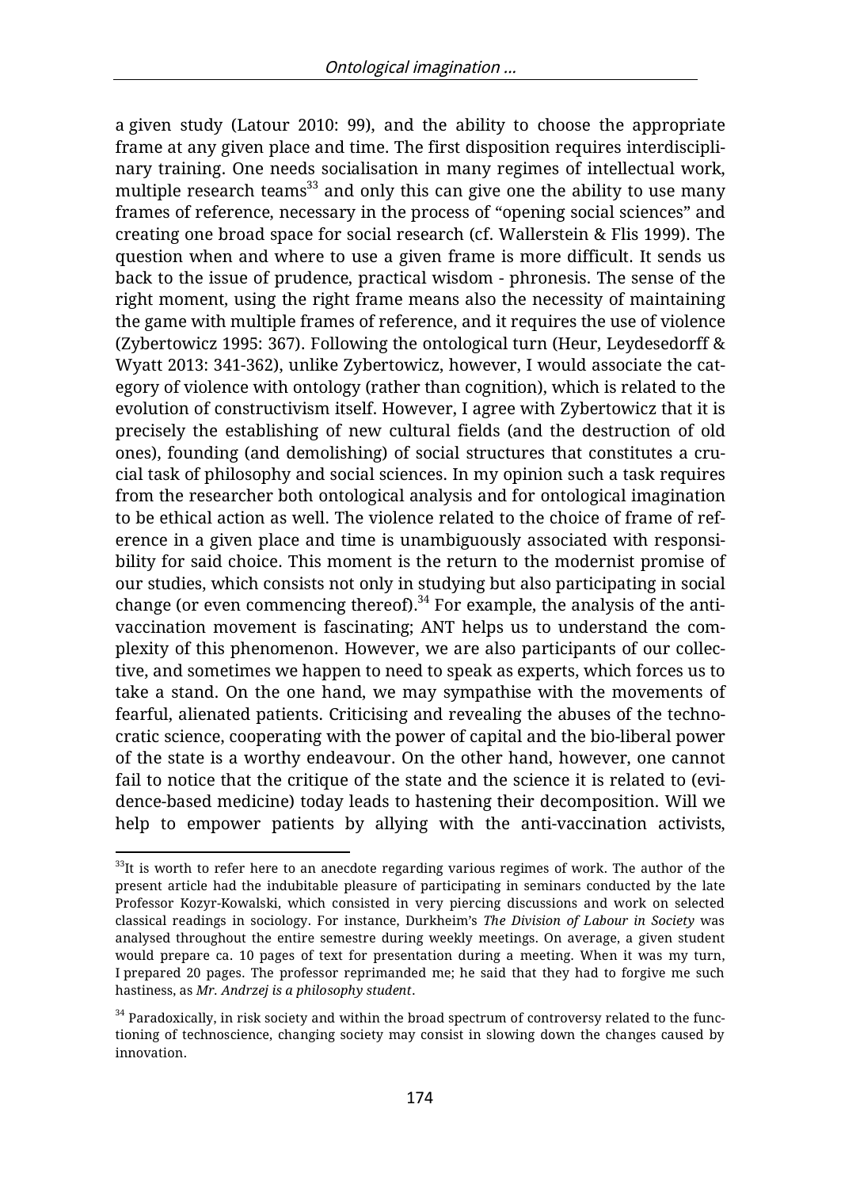a given study (Latour 2010: 99), and the ability to choose the appropriate frame at any given place and time. The first disposition requires interdisciplinary training. One needs socialisation in many regimes of intellectual work, multiple research teams[33] and only this can give one the ability to use many frames of reference, necessary in the process of "opening social sciences" and creating one broad space for social research (cf. Wallerstein & Flis 1999). The question when and where to use a given frame is more difficult. It sends us back to the issue of prudence, practical wisdom - phronesis. The sense of the right moment, using the right frame means also the necessity of maintaining the game with multiple frames of reference, and it requires the use of violence (Zybertowicz 1995: 367). Following the ontological turn (Heur, Leydesedorff & Wyatt 2013: 341-362), unlike Zybertowicz, however, I would associate the category of violence with ontology (rather than cognition), which is related to the evolution of constructivism itself. However, I agree with Zybertowicz that it is precisely the establishing of new cultural fields (and the destruction of old ones), founding (and demolishing) of social structures that constitutes a crucial task of philosophy and social sciences. In my opinion such a task requires from the researcher both ontological analysis and for ontological imagination to be ethical action as well. The violence related to the choice of frame of reference in a given place and time is unambiguously associated with responsibility for said choice. This moment is the return to the modernist promise of our studies, which consists not only in studying but also participating in social change (or even commencing thereof).[34] For example, the analysis of the anti-vaccination movement is fascinating; ANT helps us to understand the complexity of this phenomenon. However, we are also participants of our collective, and sometimes we happen to need to speak as experts, which forces us to take a stand. On the one hand, we may sympathise with the movements of fearful, alienated patients. Criticising and revealing the abuses of the technocratic science, cooperating with the power of capital and the bio-liberal power of the state is a worthy endeavour. On the other hand, however, one cannot fail to notice that the critique of the state and the science it is related to (evidence-based medicine) today leads to hastening their decomposition. Will we help to empower patients by allying with the anti-vaccination activists,

[33]It is worth to refer here to an anecdote regarding various regimes of work. The author of the present article had the indubitable pleasure of participating in seminars conducted by the late Professor Kozyr-Kowalski, which consisted in very piercing discussions and work on selected classical readings in sociology. For instance, Durkheim's *The Division of Labour in Society* was analysed throughout the entire semestre during weekly meetings. On average, a given student would prepare ca. 10 pages of text for presentation during a meeting. When it was my turn, I prepared 20 pages. The professor reprimanded me; he said that they had to forgive me such hastiness, as *Mr. Andrzej is a philosophy student*.

[34] Paradoxically, in risk society and within the broad spectrum of controversy related to the functioning of technoscience, changing society may consist in slowing down the changes caused by innovation.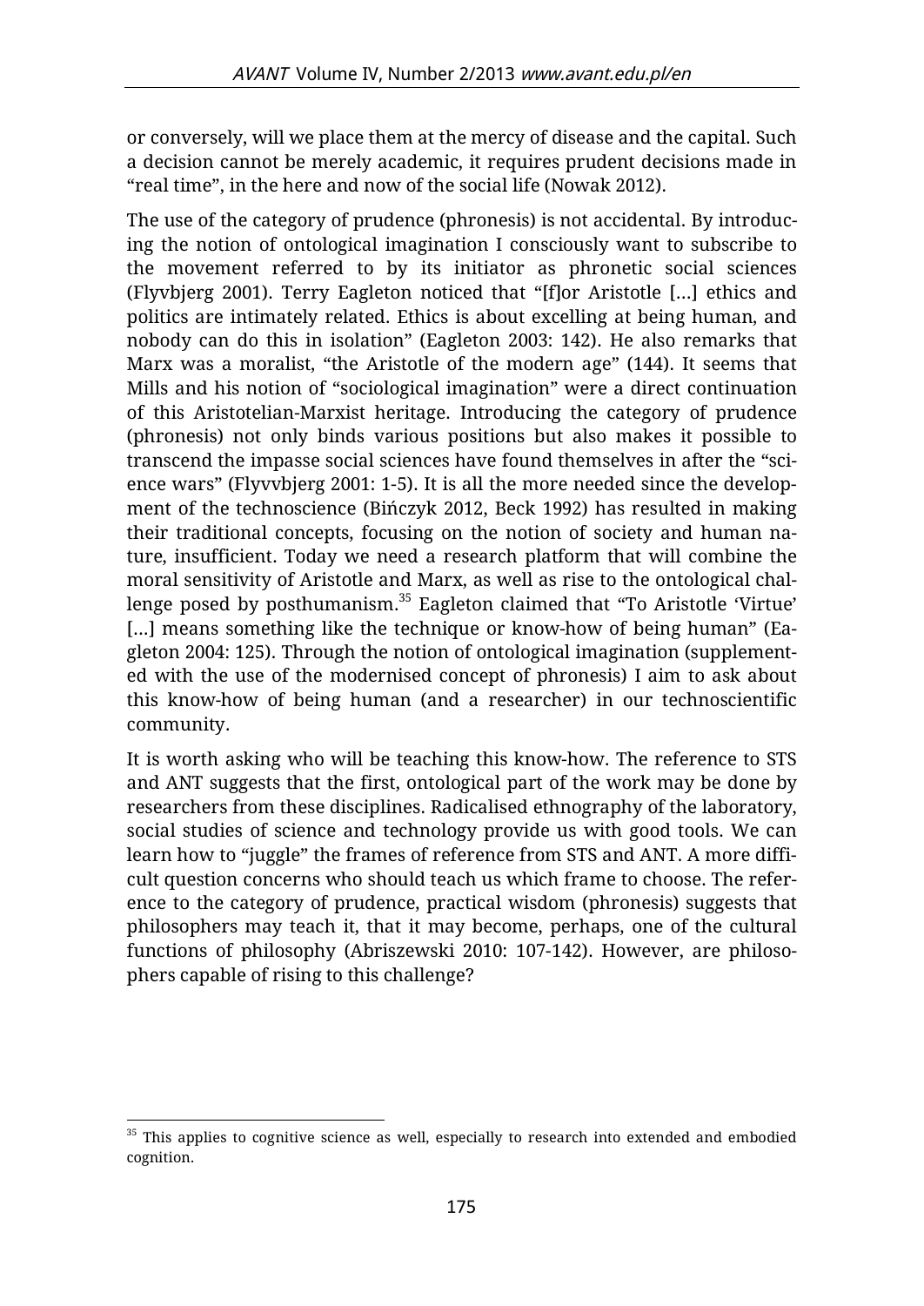or conversely, will we place them at the mercy of disease and the capital. Such a decision cannot be merely academic, it requires prudent decisions made in "real time", in the here and now of the social life (Nowak 2012).

The use of the category of prudence (phronesis) is not accidental. By introducing the notion of ontological imagination I consciously want to subscribe to the movement referred to by its initiator as phronetic social sciences (Flyvbjerg 2001). Terry Eagleton noticed that "[f]or Aristotle […] ethics and politics are intimately related. Ethics is about excelling at being human, and nobody can do this in isolation" (Eagleton 2003: 142). He also remarks that Marx was a moralist, "the Aristotle of the modern age" (144). It seems that Mills and his notion of "sociological imagination" were a direct continuation of this Aristotelian-Marxist heritage. Introducing the category of prudence (phronesis) not only binds various positions but also makes it possible to transcend the impasse social sciences have found themselves in after the "science wars" (Flyvvbjerg 2001: 1-5). It is all the more needed since the development of the technoscience (Bińczyk 2012, Beck 1992) has resulted in making their traditional concepts, focusing on the notion of society and human nature, insufficient. Today we need a research platform that will combine the moral sensitivity of Aristotle and Marx, as well as rise to the ontological challenge posed by posthumanism.[35] Eagleton claimed that "To Aristotle 'Virtue' […] means something like the technique or know-how of being human" (Eagleton 2004: 125). Through the notion of ontological imagination (supplemented with the use of the modernised concept of phronesis) I aim to ask about this know-how of being human (and a researcher) in our technoscientific community.

It is worth asking who will be teaching this know-how. The reference to STS and ANT suggests that the first, ontological part of the work may be done by researchers from these disciplines. Radicalised ethnography of the laboratory, social studies of science and technology provide us with good tools. We can learn how to "juggle" the frames of reference from STS and ANT. A more difficult question concerns who should teach us which frame to choose. The reference to the category of prudence, practical wisdom (phronesis) suggests that philosophers may teach it, that it may become, perhaps, one of the cultural functions of philosophy (Abriszewski 2010: 107-142). However, are philosophers capable of rising to this challenge?

[35] This applies to cognitive science as well, especially to research into extended and embodied cognition.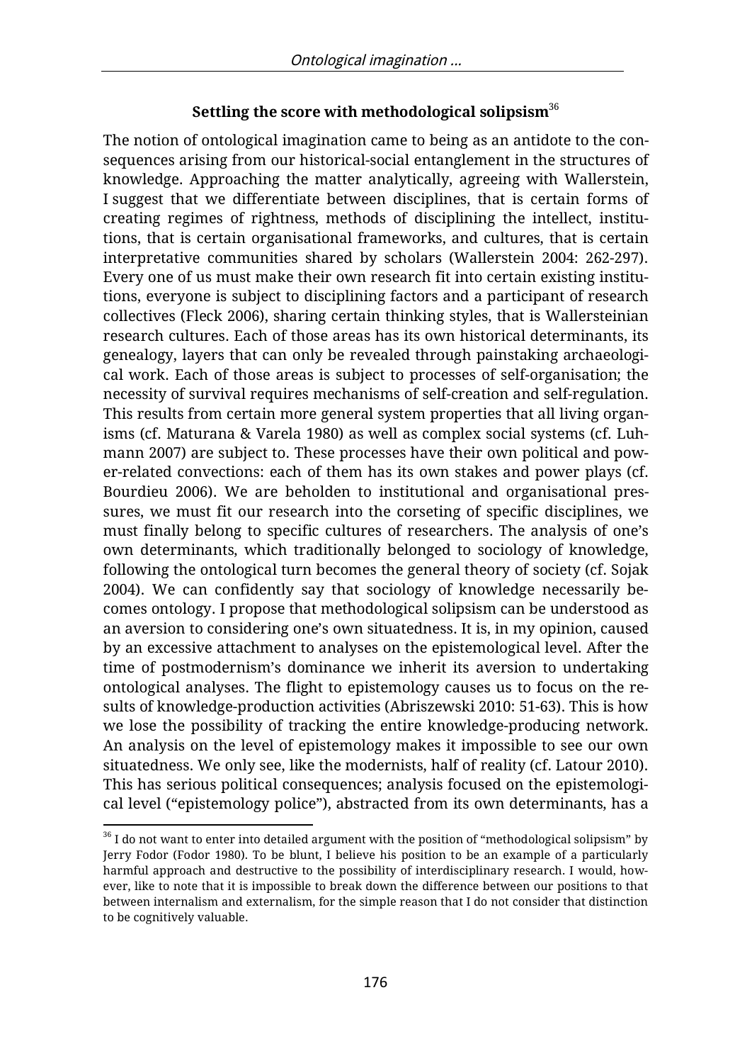### **Settling the score with methodological solipsism**[36]

The notion of ontological imagination came to being as an antidote to the consequences arising from our historical-social entanglement in the structures of knowledge. Approaching the matter analytically, agreeing with Wallerstein, I suggest that we differentiate between disciplines, that is certain forms of creating regimes of rightness, methods of disciplining the intellect, institutions, that is certain organisational frameworks, and cultures, that is certain interpretative communities shared by scholars (Wallerstein 2004: 262-297). Every one of us must make their own research fit into certain existing institutions, everyone is subject to disciplining factors and a participant of research collectives (Fleck 2006), sharing certain thinking styles, that is Wallersteinian research cultures. Each of those areas has its own historical determinants, its genealogy, layers that can only be revealed through painstaking archaeological work. Each of those areas is subject to processes of self-organisation; the necessity of survival requires mechanisms of self-creation and self-regulation. This results from certain more general system properties that all living organisms (cf. Maturana & Varela 1980) as well as complex social systems (cf. Luhmann 2007) are subject to. These processes have their own political and power-related convections: each of them has its own stakes and power plays (cf. Bourdieu 2006). We are beholden to institutional and organisational pressures, we must fit our research into the corseting of specific disciplines, we must finally belong to specific cultures of researchers. The analysis of one's own determinants, which traditionally belonged to sociology of knowledge, following the ontological turn becomes the general theory of society (cf. Sojak 2004). We can confidently say that sociology of knowledge necessarily becomes ontology. I propose that methodological solipsism can be understood as an aversion to considering one's own situatedness. It is, in my opinion, caused by an excessive attachment to analyses on the epistemological level. After the time of postmodernism's dominance we inherit its aversion to undertaking ontological analyses. The flight to epistemology causes us to focus on the results of knowledge-production activities (Abriszewski 2010: 51-63). This is how we lose the possibility of tracking the entire knowledge-producing network. An analysis on the level of epistemology makes it impossible to see our own situatedness. We only see, like the modernists, half of reality (cf. Latour 2010). This has serious political consequences; analysis focused on the epistemological level ("epistemology police"), abstracted from its own determinants, has a

[36] I do not want to enter into detailed argument with the position of "methodological solipsism" by Jerry Fodor (Fodor 1980). To be blunt, I believe his position to be an example of a particularly harmful approach and destructive to the possibility of interdisciplinary research. I would, however, like to note that it is impossible to break down the difference between our positions to that between internalism and externalism, for the simple reason that I do not consider that distinction to be cognitively valuable.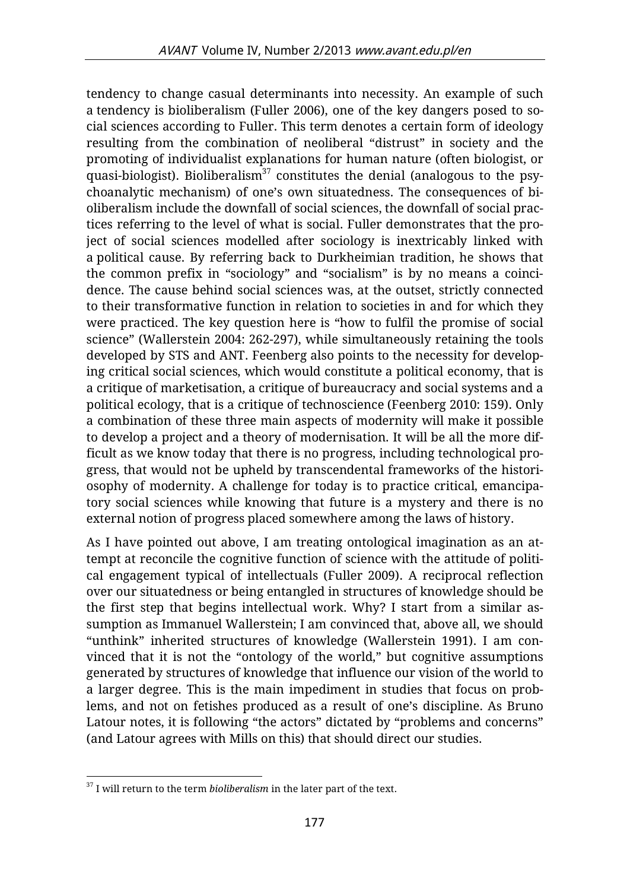tendency to change casual determinants into necessity. An example of such a tendency is bioliberalism (Fuller 2006), one of the key dangers posed to social sciences according to Fuller. This term denotes a certain form of ideology resulting from the combination of neoliberal "distrust" in society and the promoting of individualist explanations for human nature (often biologist, or quasi-biologist). Bioliberalism[37] constitutes the denial (analogous to the psychoanalytic mechanism) of one's own situatedness. The consequences of bioliberalism include the downfall of social sciences, the downfall of social practices referring to the level of what is social. Fuller demonstrates that the project of social sciences modelled after sociology is inextricably linked with a political cause. By referring back to Durkheimian tradition, he shows that the common prefix in "sociology" and "socialism" is by no means a coincidence. The cause behind social sciences was, at the outset, strictly connected to their transformative function in relation to societies in and for which they were practiced. The key question here is "how to fulfil the promise of social science" (Wallerstein 2004: 262-297), while simultaneously retaining the tools developed by STS and ANT. Feenberg also points to the necessity for developing critical social sciences, which would constitute a political economy, that is a critique of marketisation, a critique of bureaucracy and social systems and a political ecology, that is a critique of technoscience (Feenberg 2010: 159). Only a combination of these three main aspects of modernity will make it possible to develop a project and a theory of modernisation. It will be all the more difficult as we know today that there is no progress, including technological progress, that would not be upheld by transcendental frameworks of the historiosophy of modernity. A challenge for today is to practice critical, emancipatory social sciences while knowing that future is a mystery and there is no external notion of progress placed somewhere among the laws of history.

As I have pointed out above, I am treating ontological imagination as an attempt at reconcile the cognitive function of science with the attitude of political engagement typical of intellectuals (Fuller 2009). A reciprocal reflection over our situatedness or being entangled in structures of knowledge should be the first step that begins intellectual work. Why? I start from a similar assumption as Immanuel Wallerstein; I am convinced that, above all, we should "unthink" inherited structures of knowledge (Wallerstein 1991). I am convinced that it is not the "ontology of the world," but cognitive assumptions generated by structures of knowledge that influence our vision of the world to a larger degree. This is the main impediment in studies that focus on problems, and not on fetishes produced as a result of one's discipline. As Bruno Latour notes, it is following "the actors" dictated by "problems and concerns" (and Latour agrees with Mills on this) that should direct our studies.

---

[37] I will return to the term *bioliberalism* in the later part of the text.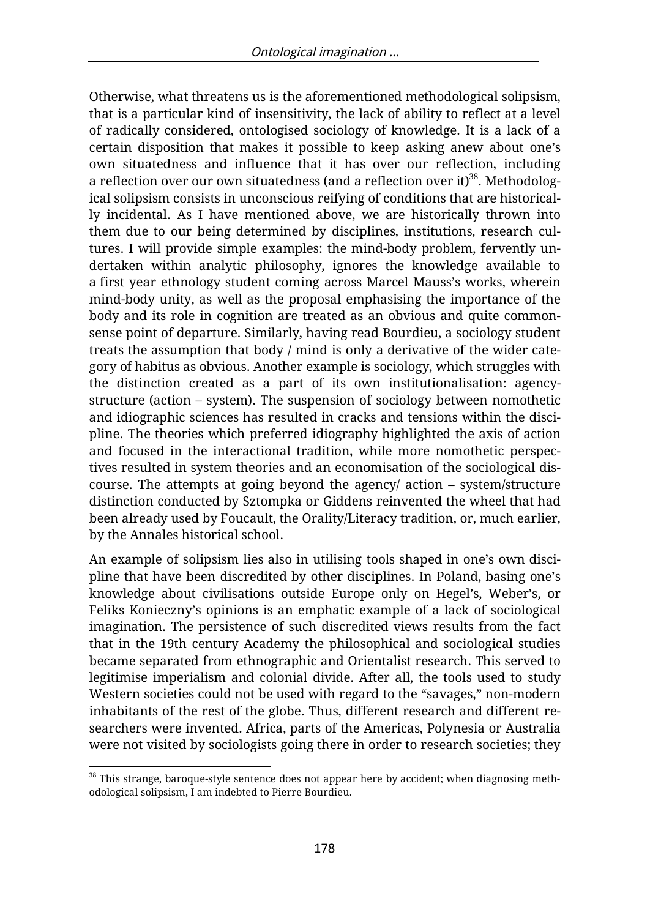Otherwise, what threatens us is the aforementioned methodological solipsism, that is a particular kind of insensitivity, the lack of ability to reflect at a level of radically considered, ontologised sociology of knowledge. It is a lack of a certain disposition that makes it possible to keep asking anew about one's own situatedness and influence that it has over our reflection, including a reflection over our own situatedness (and a reflection over it)[38]. Methodological solipsism consists in unconscious reifying of conditions that are historically incidental. As I have mentioned above, we are historically thrown into them due to our being determined by disciplines, institutions, research cultures. I will provide simple examples: the mind-body problem, fervently undertaken within analytic philosophy, ignores the knowledge available to a first year ethnology student coming across Marcel Mauss's works, wherein mind-body unity, as well as the proposal emphasising the importance of the body and its role in cognition are treated as an obvious and quite commonsense point of departure. Similarly, having read Bourdieu, a sociology student treats the assumption that body / mind is only a derivative of the wider category of habitus as obvious. Another example is sociology, which struggles with the distinction created as a part of its own institutionalisation: agency-structure (action – system). The suspension of sociology between nomothetic and idiographic sciences has resulted in cracks and tensions within the discipline. The theories which preferred idiography highlighted the axis of action and focused in the interactional tradition, while more nomothetic perspectives resulted in system theories and an economisation of the sociological discourse. The attempts at going beyond the agency/ action – system/structure distinction conducted by Sztompka or Giddens reinvented the wheel that had been already used by Foucault, the Orality/Literacy tradition, or, much earlier, by the Annales historical school.

An example of solipsism lies also in utilising tools shaped in one's own discipline that have been discredited by other disciplines. In Poland, basing one's knowledge about civilisations outside Europe only on Hegel's, Weber's, or Feliks Konieczny's opinions is an emphatic example of a lack of sociological imagination. The persistence of such discredited views results from the fact that in the 19th century Academy the philosophical and sociological studies became separated from ethnographic and Orientalist research. This served to legitimise imperialism and colonial divide. After all, the tools used to study Western societies could not be used with regard to the "savages," non-modern inhabitants of the rest of the globe. Thus, different research and different researchers were invented. Africa, parts of the Americas, Polynesia or Australia were not visited by sociologists going there in order to research societies; they

[38] This strange, baroque-style sentence does not appear here by accident; when diagnosing methodological solipsism, I am indebted to Pierre Bourdieu.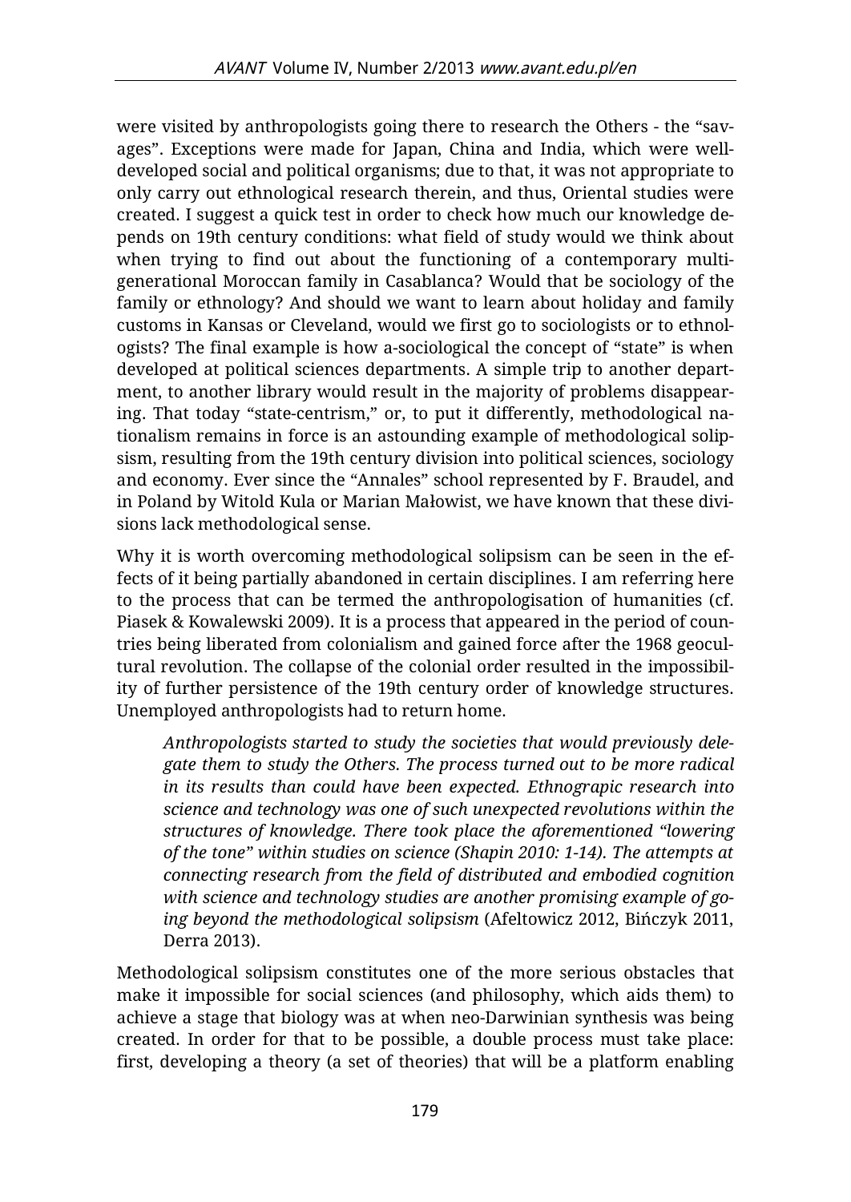were visited by anthropologists going there to research the Others - the "savages". Exceptions were made for Japan, China and India, which were well-developed social and political organisms; due to that, it was not appropriate to only carry out ethnological research therein, and thus, Oriental studies were created. I suggest a quick test in order to check how much our knowledge depends on 19th century conditions: what field of study would we think about when trying to find out about the functioning of a contemporary multi-generational Moroccan family in Casablanca? Would that be sociology of the family or ethnology? And should we want to learn about holiday and family customs in Kansas or Cleveland, would we first go to sociologists or to ethnologists? The final example is how a-sociological the concept of "state" is when developed at political sciences departments. A simple trip to another department, to another library would result in the majority of problems disappearing. That today "state-centrism," or, to put it differently, methodological nationalism remains in force is an astounding example of methodological solipsism, resulting from the 19th century division into political sciences, sociology and economy. Ever since the "Annales" school represented by F. Braudel, and in Poland by Witold Kula or Marian Małowist, we have known that these divisions lack methodological sense.

Why it is worth overcoming methodological solipsism can be seen in the effects of it being partially abandoned in certain disciplines. I am referring here to the process that can be termed the anthropologisation of humanities (cf. Piasek & Kowalewski 2009). It is a process that appeared in the period of countries being liberated from colonialism and gained force after the 1968 geocultural revolution. The collapse of the colonial order resulted in the impossibility of further persistence of the 19th century order of knowledge structures. Unemployed anthropologists had to return home.

> *Anthropologists started to study the societies that would previously delegate them to study the Others. The process turned out to be more radical in its results than could have been expected. Ethnograpic research into science and technology was one of such unexpected revolutions within the structures of knowledge. There took place the aforementioned "lowering of the tone" within studies on science (Shapin 2010: 1-14). The attempts at connecting research from the field of distributed and embodied cognition with science and technology studies are another promising example of going beyond the methodological solipsism* (Afeltowicz 2012, Bińczyk 2011, Derra 2013).

Methodological solipsism constitutes one of the more serious obstacles that make it impossible for social sciences (and philosophy, which aids them) to achieve a stage that biology was at when neo-Darwinian synthesis was being created. In order for that to be possible, a double process must take place: first, developing a theory (a set of theories) that will be a platform enabling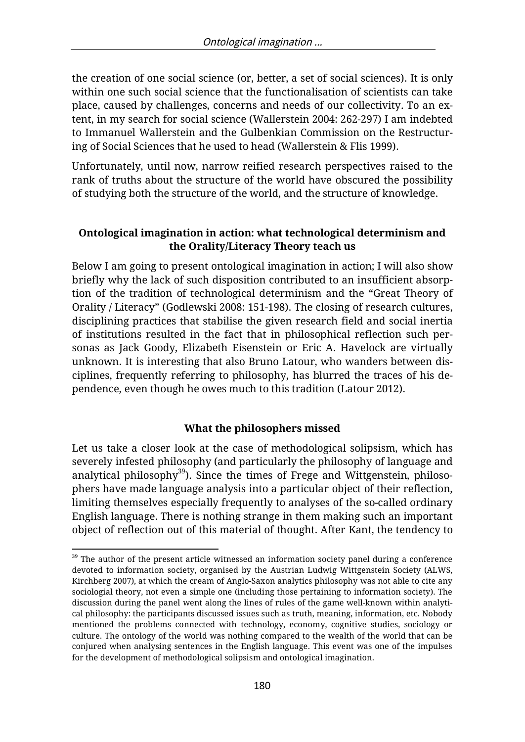the creation of one social science (or, better, a set of social sciences). It is only within one such social science that the functionalisation of scientists can take place, caused by challenges, concerns and needs of our collectivity. To an extent, in my search for social science (Wallerstein 2004: 262-297) I am indebted to Immanuel Wallerstein and the Gulbenkian Commission on the Restructuring of Social Sciences that he used to head (Wallerstein & Flis 1999).

Unfortunately, until now, narrow reified research perspectives raised to the rank of truths about the structure of the world have obscured the possibility of studying both the structure of the world, and the structure of knowledge.

## Ontological imagination in action: what technological determinism and the Orality/Literacy Theory teach us

Below I am going to present ontological imagination in action; I will also show briefly why the lack of such disposition contributed to an insufficient absorption of the tradition of technological determinism and the "Great Theory of Orality / Literacy" (Godlewski 2008: 151-198). The closing of research cultures, disciplining practices that stabilise the given research field and social inertia of institutions resulted in the fact that in philosophical reflection such personas as Jack Goody, Elizabeth Eisenstein or Eric A. Havelock are virtually unknown. It is interesting that also Bruno Latour, who wanders between disciplines, frequently referring to philosophy, has blurred the traces of his dependence, even though he owes much to this tradition (Latour 2012).

### What the philosophers missed

Let us take a closer look at the case of methodological solipsism, which has severely infested philosophy (and particularly the philosophy of language and analytical philosophy[39]). Since the times of Frege and Wittgenstein, philosophers have made language analysis into a particular object of their reflection, limiting themselves especially frequently to analyses of the so-called ordinary English language. There is nothing strange in them making such an important object of reflection out of this material of thought. After Kant, the tendency to

[39] The author of the present article witnessed an information society panel during a conference devoted to information society, organised by the Austrian Ludwig Wittgenstein Society (ALWS, Kirchberg 2007), at which the cream of Anglo-Saxon analytics philosophy was not able to cite any sociologial theory, not even a simple one (including those pertaining to information society). The discussion during the panel went along the lines of rules of the game well-known within analytical philosophy: the participants discussed issues such as truth, meaning, information, etc. Nobody mentioned the problems connected with technology, economy, cognitive studies, sociology or culture. The ontology of the world was nothing compared to the wealth of the world that can be conjured when analysing sentences in the English language. This event was one of the impulses for the development of methodological solipsism and ontological imagination.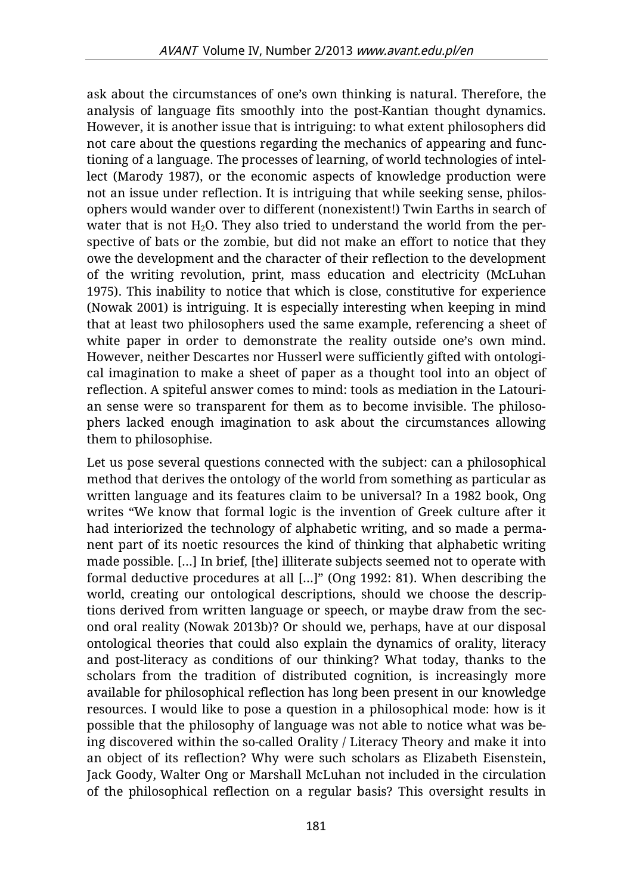ask about the circumstances of one's own thinking is natural. Therefore, the analysis of language fits smoothly into the post-Kantian thought dynamics. However, it is another issue that is intriguing: to what extent philosophers did not care about the questions regarding the mechanics of appearing and functioning of a language. The processes of learning, of world technologies of intellect (Marody 1987), or the economic aspects of knowledge production were not an issue under reflection. It is intriguing that while seeking sense, philosophers would wander over to different (nonexistent!) Twin Earths in search of water that is not $H_2O$. They also tried to understand the world from the perspective of bats or the zombie, but did not make an effort to notice that they owe the development and the character of their reflection to the development of the writing revolution, print, mass education and electricity (McLuhan 1975). This inability to notice that which is close, constitutive for experience (Nowak 2001) is intriguing. It is especially interesting when keeping in mind that at least two philosophers used the same example, referencing a sheet of white paper in order to demonstrate the reality outside one's own mind. However, neither Descartes nor Husserl were sufficiently gifted with ontological imagination to make a sheet of paper as a thought tool into an object of reflection. A spiteful answer comes to mind: tools as mediation in the Latourian sense were so transparent for them as to become invisible. The philosophers lacked enough imagination to ask about the circumstances allowing them to philosophise.

Let us pose several questions connected with the subject: can a philosophical method that derives the ontology of the world from something as particular as written language and its features claim to be universal? In a 1982 book, Ong writes "We know that formal logic is the invention of Greek culture after it had interiorized the technology of alphabetic writing, and so made a permanent part of its noetic resources the kind of thinking that alphabetic writing made possible. […] In brief, [the] illiterate subjects seemed not to operate with formal deductive procedures at all […]" (Ong 1992: 81). When describing the world, creating our ontological descriptions, should we choose the descriptions derived from written language or speech, or maybe draw from the second oral reality (Nowak 2013b)? Or should we, perhaps, have at our disposal ontological theories that could also explain the dynamics of orality, literacy and post-literacy as conditions of our thinking? What today, thanks to the scholars from the tradition of distributed cognition, is increasingly more available for philosophical reflection has long been present in our knowledge resources. I would like to pose a question in a philosophical mode: how is it possible that the philosophy of language was not able to notice what was being discovered within the so-called Orality / Literacy Theory and make it into an object of its reflection? Why were such scholars as Elizabeth Eisenstein, Jack Goody, Walter Ong or Marshall McLuhan not included in the circulation of the philosophical reflection on a regular basis? This oversight results in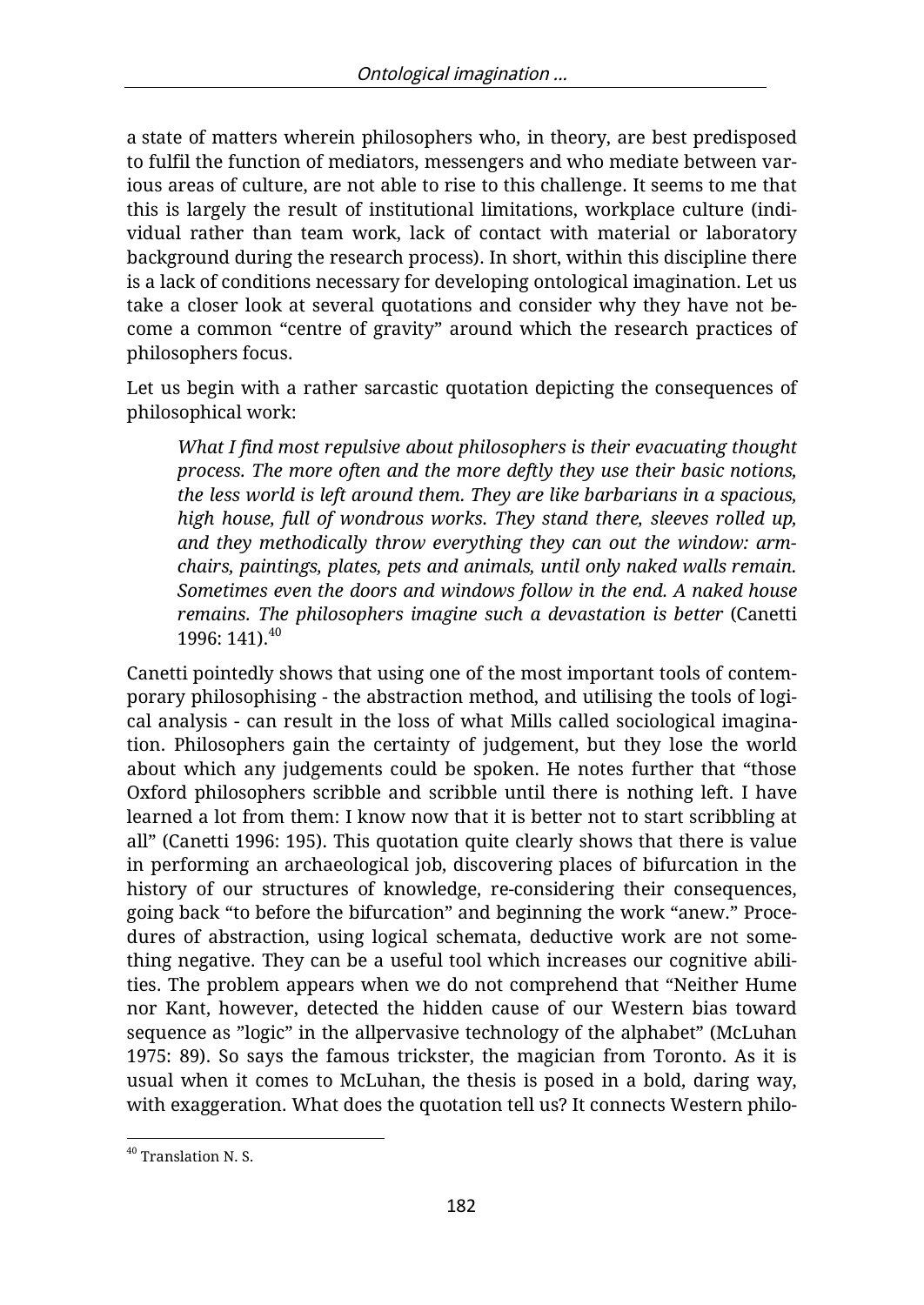a state of matters wherein philosophers who, in theory, are best predisposed to fulfil the function of mediators, messengers and who mediate between various areas of culture, are not able to rise to this challenge. It seems to me that this is largely the result of institutional limitations, workplace culture (individual rather than team work, lack of contact with material or laboratory background during the research process). In short, within this discipline there is a lack of conditions necessary for developing ontological imagination. Let us take a closer look at several quotations and consider why they have not become a common "centre of gravity" around which the research practices of philosophers focus.

Let us begin with a rather sarcastic quotation depicting the consequences of philosophical work:

> *What I find most repulsive about philosophers is their evacuating thought process. The more often and the more deftly they use their basic notions, the less world is left around them. They are like barbarians in a spacious, high house, full of wondrous works. They stand there, sleeves rolled up, and they methodically throw everything they can out the window: armchairs, paintings, plates, pets and animals, until only naked walls remain. Sometimes even the doors and windows follow in the end. A naked house remains. The philosophers imagine such a devastation is better* (Canetti 1996: 141).[40]

Canetti pointedly shows that using one of the most important tools of contemporary philosophising - the abstraction method, and utilising the tools of logical analysis - can result in the loss of what Mills called sociological imagination. Philosophers gain the certainty of judgement, but they lose the world about which any judgements could be spoken. He notes further that "those Oxford philosophers scribble and scribble until there is nothing left. I have learned a lot from them: I know now that it is better not to start scribbling at all" (Canetti 1996: 195). This quotation quite clearly shows that there is value in performing an archaeological job, discovering places of bifurcation in the history of our structures of knowledge, re-considering their consequences, going back "to before the bifurcation" and beginning the work "anew." Procedures of abstraction, using logical schemata, deductive work are not something negative. They can be a useful tool which increases our cognitive abilities. The problem appears when we do not comprehend that "Neither Hume nor Kant, however, detected the hidden cause of our Western bias toward sequence as "logic" in the allpervasive technology of the alphabet" (McLuhan 1975: 89). So says the famous trickster, the magician from Toronto. As it is usual when it comes to McLuhan, the thesis is posed in a bold, daring way, with exaggeration. What does the quotation tell us? It connects Western philo-

[40] Translation N. S.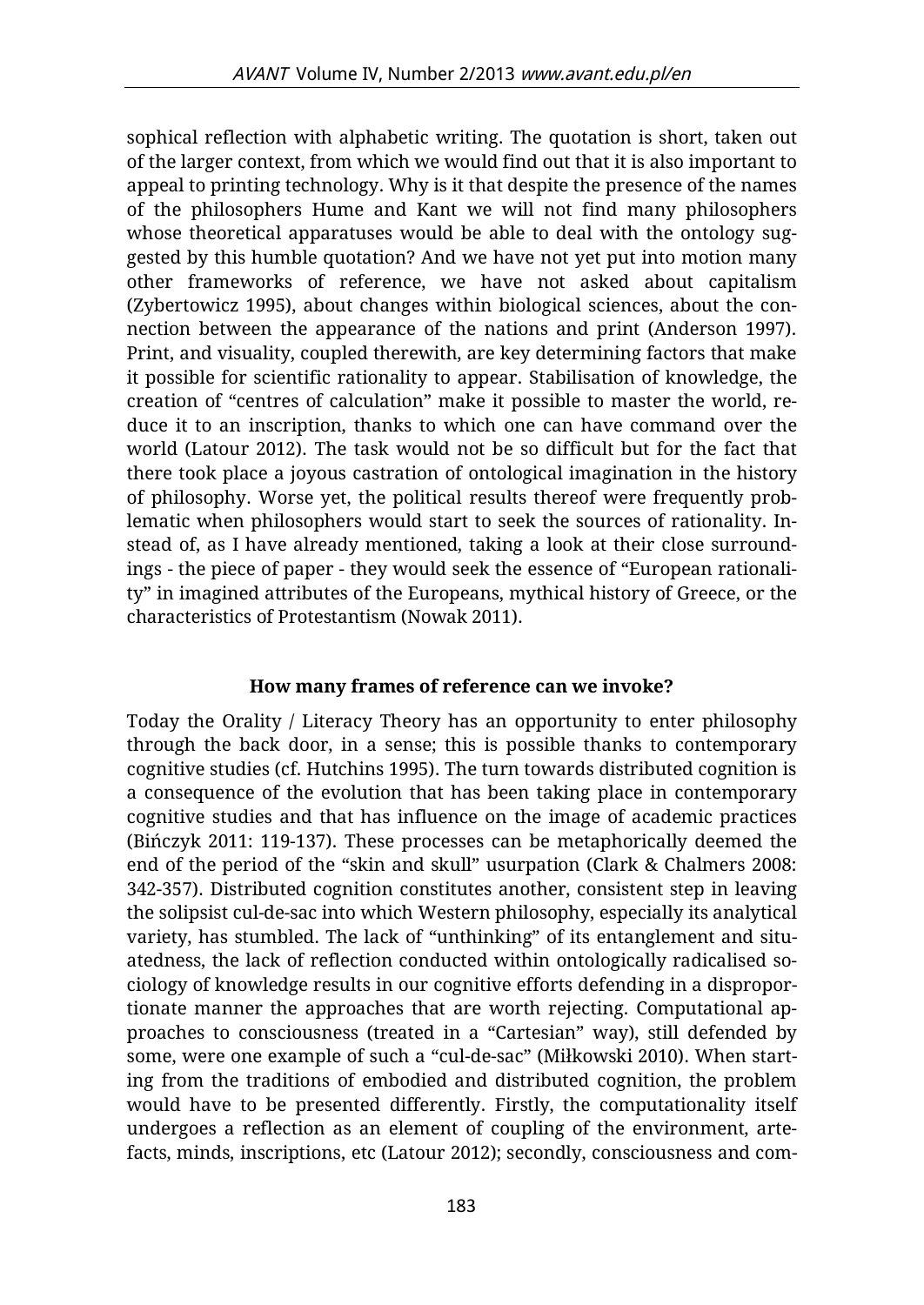sophical reflection with alphabetic writing. The quotation is short, taken out of the larger context, from which we would find out that it is also important to appeal to printing technology. Why is it that despite the presence of the names of the philosophers Hume and Kant we will not find many philosophers whose theoretical apparatuses would be able to deal with the ontology suggested by this humble quotation? And we have not yet put into motion many other frameworks of reference, we have not asked about capitalism (Zybertowicz 1995), about changes within biological sciences, about the connection between the appearance of the nations and print (Anderson 1997). Print, and visuality, coupled therewith, are key determining factors that make it possible for scientific rationality to appear. Stabilisation of knowledge, the creation of "centres of calculation" make it possible to master the world, reduce it to an inscription, thanks to which one can have command over the world (Latour 2012). The task would not be so difficult but for the fact that there took place a joyous castration of ontological imagination in the history of philosophy. Worse yet, the political results thereof were frequently problematic when philosophers would start to seek the sources of rationality. Instead of, as I have already mentioned, taking a look at their close surroundings - the piece of paper - they would seek the essence of "European rationality" in imagined attributes of the Europeans, mythical history of Greece, or the characteristics of Protestantism (Nowak 2011).

**How many frames of reference can we invoke?**

Today the Orality / Literacy Theory has an opportunity to enter philosophy through the back door, in a sense; this is possible thanks to contemporary cognitive studies (cf. Hutchins 1995). The turn towards distributed cognition is a consequence of the evolution that has been taking place in contemporary cognitive studies and that has influence on the image of academic practices (Bińczyk 2011: 119-137). These processes can be metaphorically deemed the end of the period of the "skin and skull" usurpation (Clark & Chalmers 2008: 342-357). Distributed cognition constitutes another, consistent step in leaving the solipsist cul-de-sac into which Western philosophy, especially its analytical variety, has stumbled. The lack of "unthinking" of its entanglement and situatedness, the lack of reflection conducted within ontologically radicalised sociology of knowledge results in our cognitive efforts defending in a disproportionate manner the approaches that are worth rejecting. Computational approaches to consciousness (treated in a "Cartesian" way), still defended by some, were one example of such a "cul-de-sac" (Miłkowski 2010). When starting from the traditions of embodied and distributed cognition, the problem would have to be presented differently. Firstly, the computationality itself undergoes a reflection as an element of coupling of the environment, artefacts, minds, inscriptions, etc (Latour 2012); secondly, consciousness and com-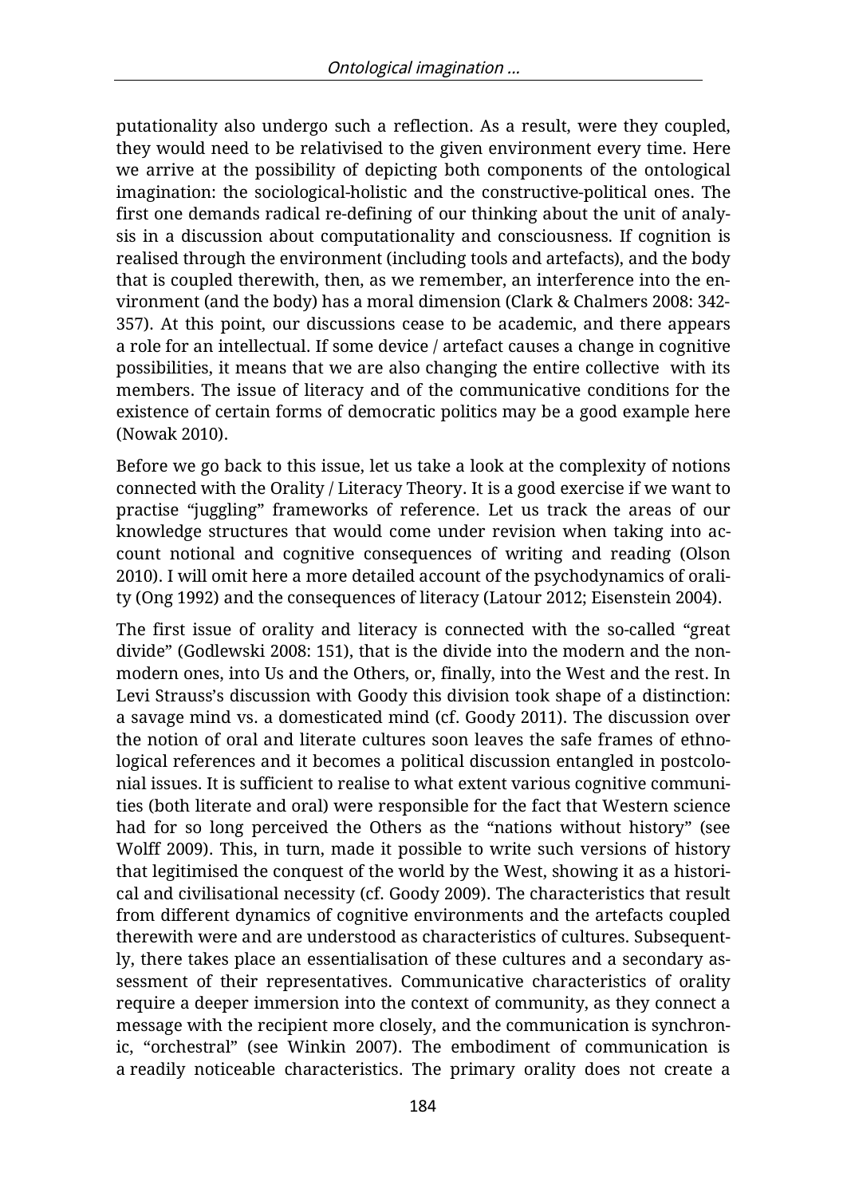putationality also undergo such a reflection. As a result, were they coupled, they would need to be relativised to the given environment every time. Here we arrive at the possibility of depicting both components of the ontological imagination: the sociological-holistic and the constructive-political ones. The first one demands radical re-defining of our thinking about the unit of analysis in a discussion about computationality and consciousness. If cognition is realised through the environment (including tools and artefacts), and the body that is coupled therewith, then, as we remember, an interference into the environment (and the body) has a moral dimension (Clark & Chalmers 2008: 342-357). At this point, our discussions cease to be academic, and there appears a role for an intellectual. If some device / artefact causes a change in cognitive possibilities, it means that we are also changing the entire collective with its members. The issue of literacy and of the communicative conditions for the existence of certain forms of democratic politics may be a good example here (Nowak 2010).

Before we go back to this issue, let us take a look at the complexity of notions connected with the Orality / Literacy Theory. It is a good exercise if we want to practise "juggling" frameworks of reference. Let us track the areas of our knowledge structures that would come under revision when taking into account notional and cognitive consequences of writing and reading (Olson 2010). I will omit here a more detailed account of the psychodynamics of orality (Ong 1992) and the consequences of literacy (Latour 2012; Eisenstein 2004).

The first issue of orality and literacy is connected with the so-called "great divide" (Godlewski 2008: 151), that is the divide into the modern and the non-modern ones, into Us and the Others, or, finally, into the West and the rest. In Levi Strauss's discussion with Goody this division took shape of a distinction: a savage mind vs. a domesticated mind (cf. Goody 2011). The discussion over the notion of oral and literate cultures soon leaves the safe frames of ethnological references and it becomes a political discussion entangled in postcolonial issues. It is sufficient to realise to what extent various cognitive communities (both literate and oral) were responsible for the fact that Western science had for so long perceived the Others as the "nations without history" (see Wolff 2009). This, in turn, made it possible to write such versions of history that legitimised the conquest of the world by the West, showing it as a historical and civilisational necessity (cf. Goody 2009). The characteristics that result from different dynamics of cognitive environments and the artefacts coupled therewith were and are understood as characteristics of cultures. Subsequently, there takes place an essentialisation of these cultures and a secondary assessment of their representatives. Communicative characteristics of orality require a deeper immersion into the context of community, as they connect a message with the recipient more closely, and the communication is synchronic, "orchestral" (see Winkin 2007). The embodiment of communication is a readily noticeable characteristics. The primary orality does not create a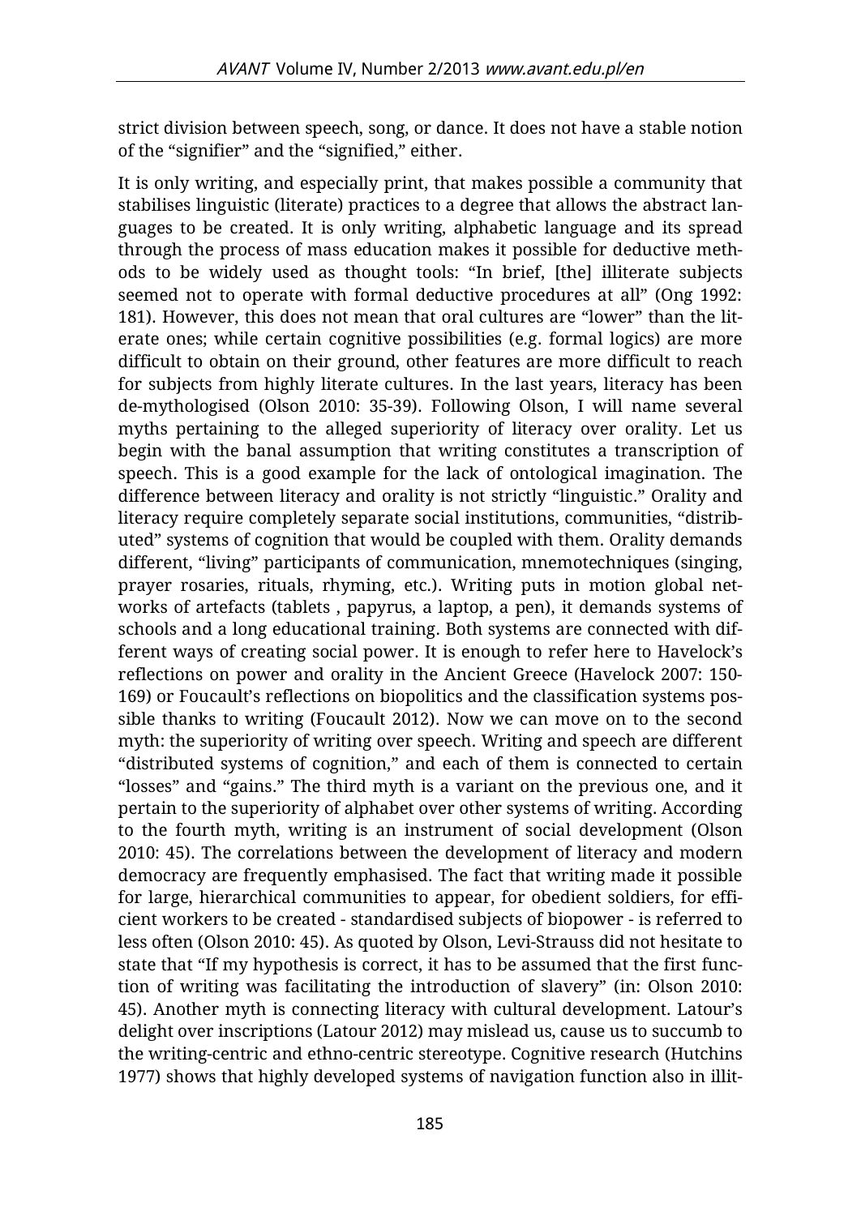strict division between speech, song, or dance. It does not have a stable notion of the "signifier" and the "signified," either.

It is only writing, and especially print, that makes possible a community that stabilises linguistic (literate) practices to a degree that allows the abstract languages to be created. It is only writing, alphabetic language and its spread through the process of mass education makes it possible for deductive methods to be widely used as thought tools: "In brief, [the] illiterate subjects seemed not to operate with formal deductive procedures at all" (Ong 1992: 181). However, this does not mean that oral cultures are "lower" than the literate ones; while certain cognitive possibilities (e.g. formal logics) are more difficult to obtain on their ground, other features are more difficult to reach for subjects from highly literate cultures. In the last years, literacy has been de-mythologised (Olson 2010: 35-39). Following Olson, I will name several myths pertaining to the alleged superiority of literacy over orality. Let us begin with the banal assumption that writing constitutes a transcription of speech. This is a good example for the lack of ontological imagination. The difference between literacy and orality is not strictly "linguistic." Orality and literacy require completely separate social institutions, communities, "distributed" systems of cognition that would be coupled with them. Orality demands different, "living" participants of communication, mnemotechniques (singing, prayer rosaries, rituals, rhyming, etc.). Writing puts in motion global networks of artefacts (tablets , papyrus, a laptop, a pen), it demands systems of schools and a long educational training. Both systems are connected with different ways of creating social power. It is enough to refer here to Havelock's reflections on power and orality in the Ancient Greece (Havelock 2007: 150-169) or Foucault's reflections on biopolitics and the classification systems possible thanks to writing (Foucault 2012). Now we can move on to the second myth: the superiority of writing over speech. Writing and speech are different "distributed systems of cognition," and each of them is connected to certain "losses" and "gains." The third myth is a variant on the previous one, and it pertain to the superiority of alphabet over other systems of writing. According to the fourth myth, writing is an instrument of social development (Olson 2010: 45). The correlations between the development of literacy and modern democracy are frequently emphasised. The fact that writing made it possible for large, hierarchical communities to appear, for obedient soldiers, for efficient workers to be created - standardised subjects of biopower - is referred to less often (Olson 2010: 45). As quoted by Olson, Levi-Strauss did not hesitate to state that "If my hypothesis is correct, it has to be assumed that the first function of writing was facilitating the introduction of slavery" (in: Olson 2010: 45). Another myth is connecting literacy with cultural development. Latour's delight over inscriptions (Latour 2012) may mislead us, cause us to succumb to the writing-centric and ethno-centric stereotype. Cognitive research (Hutchins 1977) shows that highly developed systems of navigation function also in illit-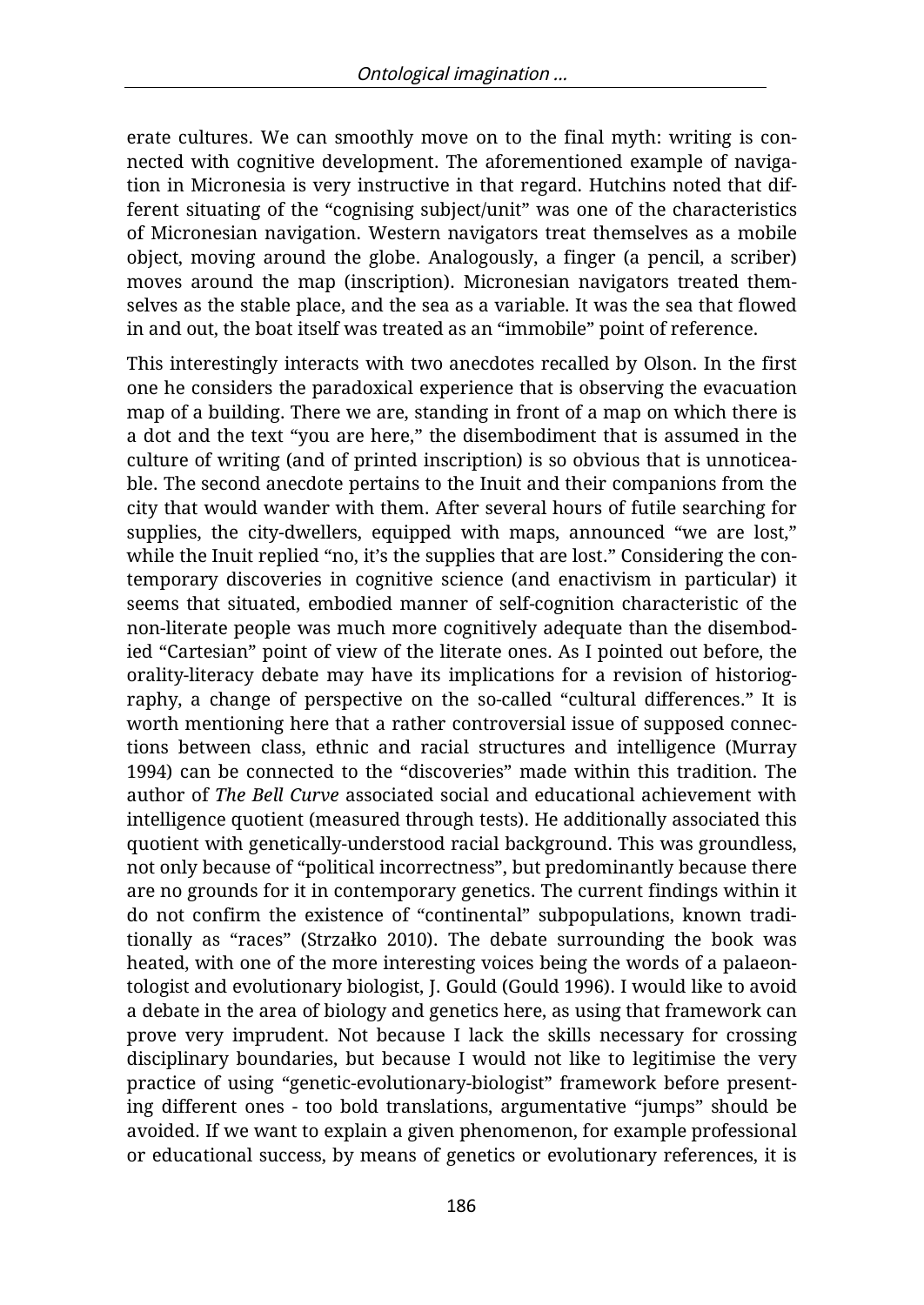erate cultures. We can smoothly move on to the final myth: writing is connected with cognitive development. The aforementioned example of navigation in Micronesia is very instructive in that regard. Hutchins noted that different situating of the "cognising subject/unit" was one of the characteristics of Micronesian navigation. Western navigators treat themselves as a mobile object, moving around the globe. Analogously, a finger (a pencil, a scriber) moves around the map (inscription). Micronesian navigators treated themselves as the stable place, and the sea as a variable. It was the sea that flowed in and out, the boat itself was treated as an "immobile" point of reference.

This interestingly interacts with two anecdotes recalled by Olson. In the first one he considers the paradoxical experience that is observing the evacuation map of a building. There we are, standing in front of a map on which there is a dot and the text "you are here," the disembodiment that is assumed in the culture of writing (and of printed inscription) is so obvious that is unnoticeable. The second anecdote pertains to the Inuit and their companions from the city that would wander with them. After several hours of futile searching for supplies, the city-dwellers, equipped with maps, announced "we are lost," while the Inuit replied "no, it's the supplies that are lost." Considering the contemporary discoveries in cognitive science (and enactivism in particular) it seems that situated, embodied manner of self-cognition characteristic of the non-literate people was much more cognitively adequate than the disembodied "Cartesian" point of view of the literate ones. As I pointed out before, the orality-literacy debate may have its implications for a revision of historiography, a change of perspective on the so-called "cultural differences." It is worth mentioning here that a rather controversial issue of supposed connections between class, ethnic and racial structures and intelligence (Murray 1994) can be connected to the "discoveries" made within this tradition. The author of *The Bell Curve* associated social and educational achievement with intelligence quotient (measured through tests). He additionally associated this quotient with genetically-understood racial background. This was groundless, not only because of "political incorrectness", but predominantly because there are no grounds for it in contemporary genetics. The current findings within it do not confirm the existence of "continental" subpopulations, known traditionally as "races" (Strzałko 2010). The debate surrounding the book was heated, with one of the more interesting voices being the words of a palaeontologist and evolutionary biologist, J. Gould (Gould 1996). I would like to avoid a debate in the area of biology and genetics here, as using that framework can prove very imprudent. Not because I lack the skills necessary for crossing disciplinary boundaries, but because I would not like to legitimise the very practice of using "genetic-evolutionary-biologist" framework before presenting different ones - too bold translations, argumentative "jumps" should be avoided. If we want to explain a given phenomenon, for example professional or educational success, by means of genetics or evolutionary references, it is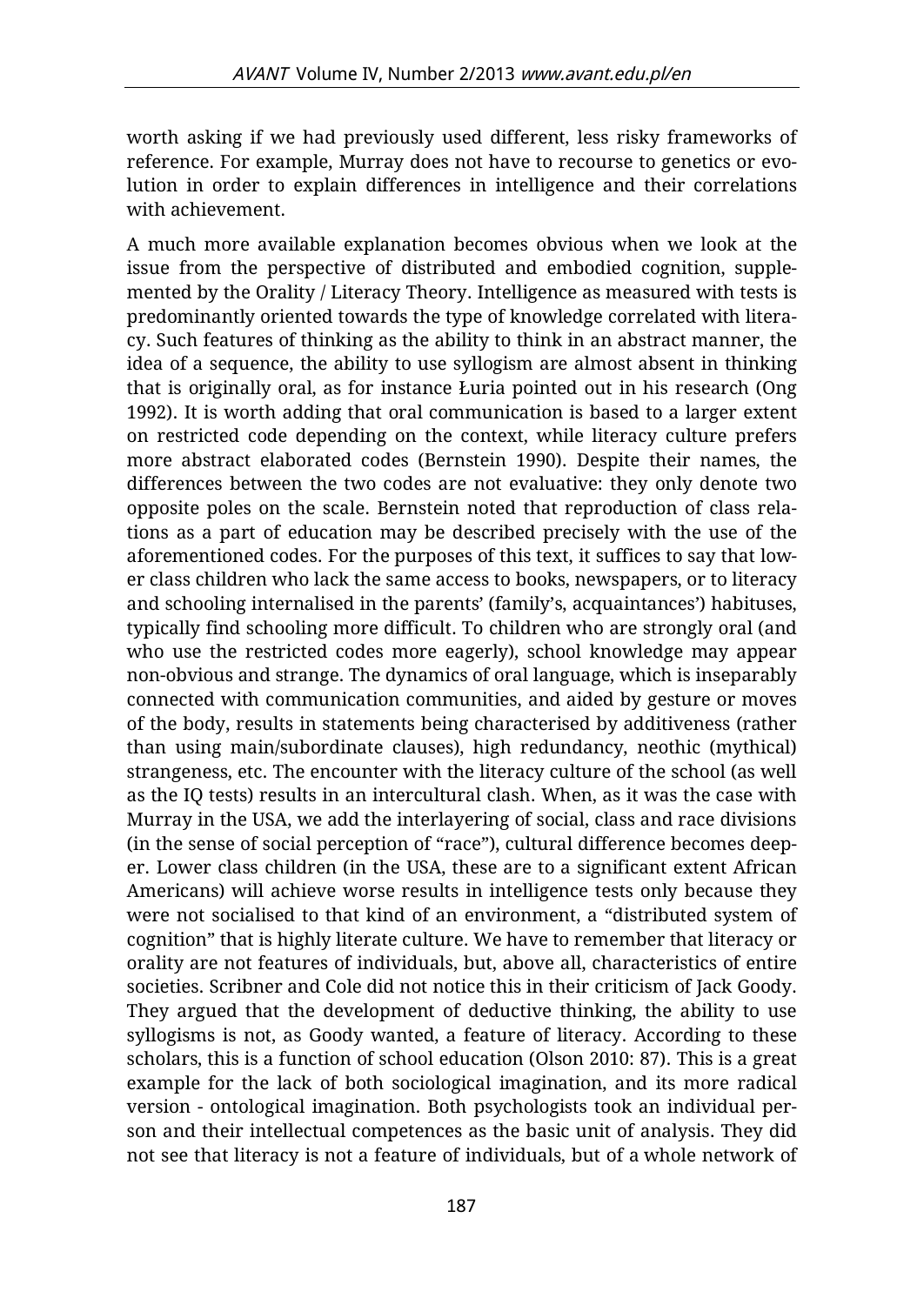worth asking if we had previously used different, less risky frameworks of reference. For example, Murray does not have to recourse to genetics or evolution in order to explain differences in intelligence and their correlations with achievement.

A much more available explanation becomes obvious when we look at the issue from the perspective of distributed and embodied cognition, supplemented by the Orality / Literacy Theory. Intelligence as measured with tests is predominantly oriented towards the type of knowledge correlated with literacy. Such features of thinking as the ability to think in an abstract manner, the idea of a sequence, the ability to use syllogism are almost absent in thinking that is originally oral, as for instance Łuria pointed out in his research (Ong 1992). It is worth adding that oral communication is based to a larger extent on restricted code depending on the context, while literacy culture prefers more abstract elaborated codes (Bernstein 1990). Despite their names, the differences between the two codes are not evaluative: they only denote two opposite poles on the scale. Bernstein noted that reproduction of class relations as a part of education may be described precisely with the use of the aforementioned codes. For the purposes of this text, it suffices to say that lower class children who lack the same access to books, newspapers, or to literacy and schooling internalised in the parents' (family's, acquaintances') habituses, typically find schooling more difficult. To children who are strongly oral (and who use the restricted codes more eagerly), school knowledge may appear non-obvious and strange. The dynamics of oral language, which is inseparably connected with communication communities, and aided by gesture or moves of the body, results in statements being characterised by additiveness (rather than using main/subordinate clauses), high redundancy, neothic (mythical) strangeness, etc. The encounter with the literacy culture of the school (as well as the IQ tests) results in an intercultural clash. When, as it was the case with Murray in the USA, we add the interlayering of social, class and race divisions (in the sense of social perception of "race"), cultural difference becomes deeper. Lower class children (in the USA, these are to a significant extent African Americans) will achieve worse results in intelligence tests only because they were not socialised to that kind of an environment, a "distributed system of cognition" that is highly literate culture. We have to remember that literacy or orality are not features of individuals, but, above all, characteristics of entire societies. Scribner and Cole did not notice this in their criticism of Jack Goody. They argued that the development of deductive thinking, the ability to use syllogisms is not, as Goody wanted, a feature of literacy. According to these scholars, this is a function of school education (Olson 2010: 87). This is a great example for the lack of both sociological imagination, and its more radical version - ontological imagination. Both psychologists took an individual person and their intellectual competences as the basic unit of analysis. They did not see that literacy is not a feature of individuals, but of a whole network of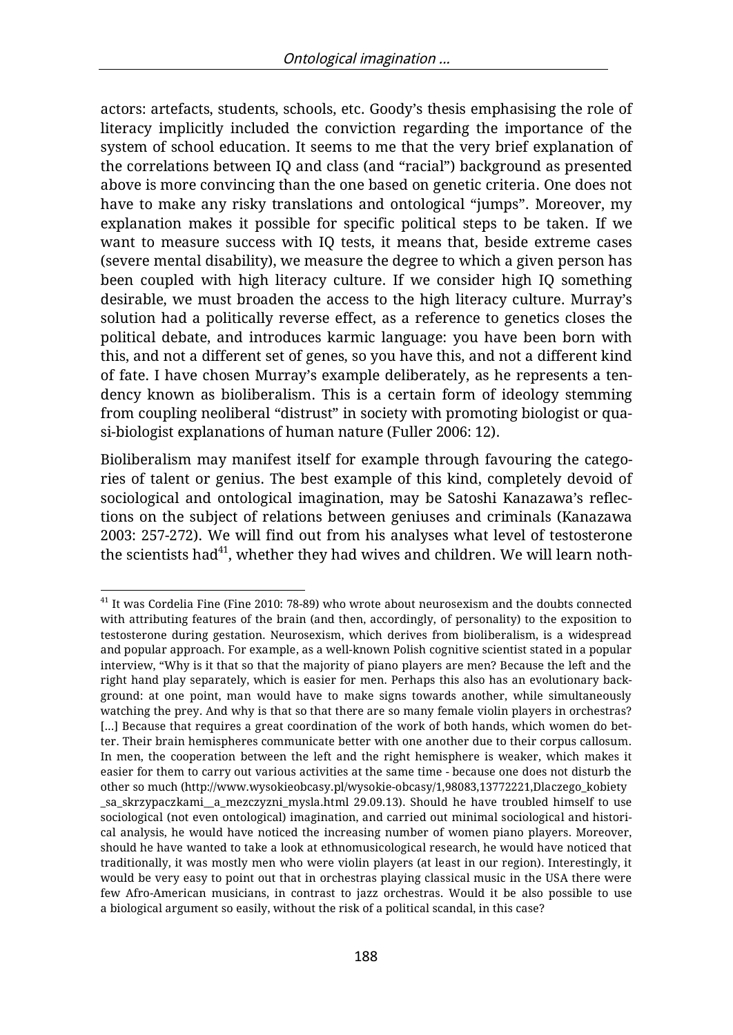actors: artefacts, students, schools, etc. Goody's thesis emphasising the role of literacy implicitly included the conviction regarding the importance of the system of school education. It seems to me that the very brief explanation of the correlations between IQ and class (and "racial") background as presented above is more convincing than the one based on genetic criteria. One does not have to make any risky translations and ontological "jumps". Moreover, my explanation makes it possible for specific political steps to be taken. If we want to measure success with IQ tests, it means that, beside extreme cases (severe mental disability), we measure the degree to which a given person has been coupled with high literacy culture. If we consider high IQ something desirable, we must broaden the access to the high literacy culture. Murray's solution had a politically reverse effect, as a reference to genetics closes the political debate, and introduces karmic language: you have been born with this, and not a different set of genes, so you have this, and not a different kind of fate. I have chosen Murray's example deliberately, as he represents a tendency known as bioliberalism. This is a certain form of ideology stemming from coupling neoliberal "distrust" in society with promoting biologist or quasi-biologist explanations of human nature (Fuller 2006: 12).

Bioliberalism may manifest itself for example through favouring the categories of talent or genius. The best example of this kind, completely devoid of sociological and ontological imagination, may be Satoshi Kanazawa's reflections on the subject of relations between geniuses and criminals (Kanazawa 2003: 257-272). We will find out from his analyses what level of testosterone the scientists had[41], whether they had wives and children. We will learn noth-

[41] It was Cordelia Fine (Fine 2010: 78-89) who wrote about neurosexism and the doubts connected with attributing features of the brain (and then, accordingly, of personality) to the exposition to testosterone during gestation. Neurosexism, which derives from bioliberalism, is a widespread and popular approach. For example, as a well-known Polish cognitive scientist stated in a popular interview, "Why is it that so that the majority of piano players are men? Because the left and the right hand play separately, which is easier for men. Perhaps this also has an evolutionary background: at one point, man would have to make signs towards another, while simultaneously watching the prey. And why is that so that there are so many female violin players in orchestras? [...] Because that requires a great coordination of the work of both hands, which women do better. Their brain hemispheres communicate better with one another due to their corpus callosum. In men, the cooperation between the left and the right hemisphere is weaker, which makes it easier for them to carry out various activities at the same time - because one does not disturb the other so much (http://www.wysokieobcasy.pl/wysokie-obcasy/1,98083,13772221,Dlaczego_kobiety_sa_skrzypaczkami__a_mezczyzni_mysla.html 29.09.13). Should he have troubled himself to use sociological (not even ontological) imagination, and carried out minimal sociological and historical analysis, he would have noticed the increasing number of women piano players. Moreover, should he have wanted to take a look at ethnomusicological research, he would have noticed that traditionally, it was mostly men who were violin players (at least in our region). Interestingly, it would be very easy to point out that in orchestras playing classical music in the USA there were few Afro-American musicians, in contrast to jazz orchestras. Would it be also possible to use a biological argument so easily, without the risk of a political scandal, in this case?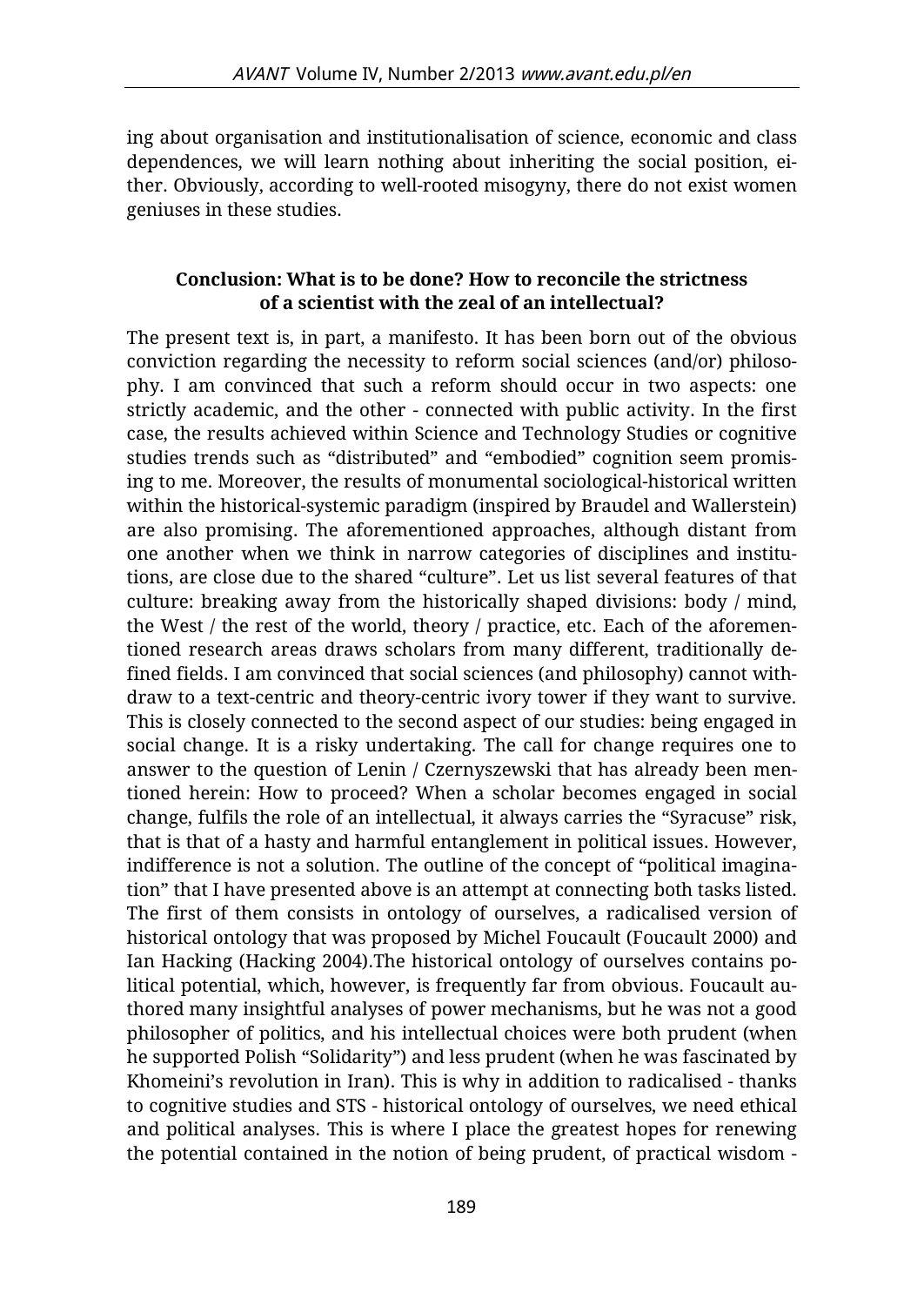ing about organisation and institutionalisation of science, economic and class dependences, we will learn nothing about inheriting the social position, either. Obviously, according to well-rooted misogyny, there do not exist women geniuses in these studies.

### Conclusion: What is to be done? How to reconcile the strictness of a scientist with the zeal of an intellectual?

The present text is, in part, a manifesto. It has been born out of the obvious conviction regarding the necessity to reform social sciences (and/or) philosophy. I am convinced that such a reform should occur in two aspects: one strictly academic, and the other - connected with public activity. In the first case, the results achieved within Science and Technology Studies or cognitive studies trends such as "distributed" and "embodied" cognition seem promising to me. Moreover, the results of monumental sociological-historical written within the historical-systemic paradigm (inspired by Braudel and Wallerstein) are also promising. The aforementioned approaches, although distant from one another when we think in narrow categories of disciplines and institutions, are close due to the shared "culture". Let us list several features of that culture: breaking away from the historically shaped divisions: body / mind, the West / the rest of the world, theory / practice, etc. Each of the aforementioned research areas draws scholars from many different, traditionally defined fields. I am convinced that social sciences (and philosophy) cannot withdraw to a text-centric and theory-centric ivory tower if they want to survive. This is closely connected to the second aspect of our studies: being engaged in social change. It is a risky undertaking. The call for change requires one to answer to the question of Lenin / Czernyszewski that has already been mentioned herein: How to proceed? When a scholar becomes engaged in social change, fulfils the role of an intellectual, it always carries the "Syracuse" risk, that is that of a hasty and harmful entanglement in political issues. However, indifference is not a solution. The outline of the concept of "political imagination" that I have presented above is an attempt at connecting both tasks listed. The first of them consists in ontology of ourselves, a radicalised version of historical ontology that was proposed by Michel Foucault (Foucault 2000) and Ian Hacking (Hacking 2004).The historical ontology of ourselves contains political potential, which, however, is frequently far from obvious. Foucault authored many insightful analyses of power mechanisms, but he was not a good philosopher of politics, and his intellectual choices were both prudent (when he supported Polish "Solidarity") and less prudent (when he was fascinated by Khomeini's revolution in Iran). This is why in addition to radicalised - thanks to cognitive studies and STS - historical ontology of ourselves, we need ethical and political analyses. This is where I place the greatest hopes for renewing the potential contained in the notion of being prudent, of practical wisdom -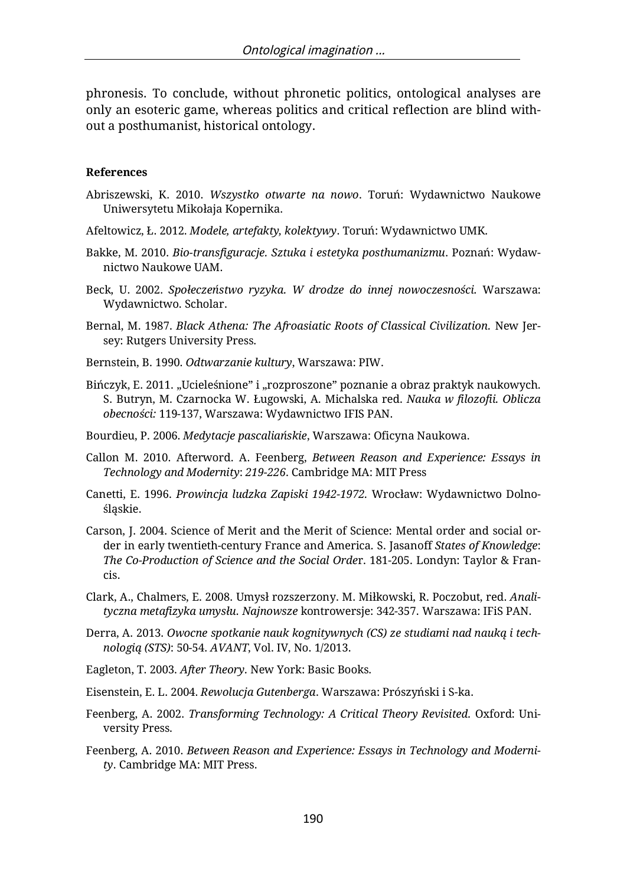phronesis. To conclude, without phronetic politics, ontological analyses are only an esoteric game, whereas politics and critical reflection are blind without a posthumanist, historical ontology.

**References**

Abriszewski, K. 2010. *Wszystko otwarte na nowo*. Toruń: Wydawnictwo Naukowe Uniwersytetu Mikołaja Kopernika.

Afeltowicz, Ł. 2012. *Modele, artefakty, kolektywy*. Toruń: Wydawnictwo UMK.

Bakke, M. 2010. *Bio-transfiguracje. Sztuka i estetyka posthumanizmu*. Poznań: Wydawnictwo Naukowe UAM.

Beck, U. 2002. *Społeczeństwo ryzyka. W drodze do innej nowoczesności.* Warszawa: Wydawnictwo. Scholar.

Bernal, M. 1987. *Black Athena: The Afroasiatic Roots of Classical Civilization.* New Jersey: Rutgers University Press.

Bernstein, B. 1990. *Odtwarzanie kultury*, Warszawa: PIW.

Bińczyk, E. 2011. „Ucieleśnione" i „rozproszone" poznanie a obraz praktyk naukowych. S. Butryn, M. Czarnocka W. Ługowski, A. Michalska red. *Nauka w filozofii. Oblicza obecności:* 119-137, Warszawa: Wydawnictwo IFIS PAN.

Bourdieu, P. 2006. *Medytacje pascaliańskie*, Warszawa: Oficyna Naukowa.

Callon M. 2010. Afterword. A. Feenberg, *Between Reason and Experience: Essays in Technology and Modernity*: *219-226*. Cambridge MA: MIT Press

Canetti, E. 1996. *Prowincja ludzka Zapiski 1942-1972.* Wrocław: Wydawnictwo Dolnośląskie.

Carson, J. 2004. Science of Merit and the Merit of Science: Mental order and social order in early twentieth-century France and America. S. Jasanoff *States of Knowledge*: *The Co-Production of Science and the Social Orde*r. 181-205. Londyn: Taylor & Francis.

Clark, A., Chalmers, E. 2008. Umysł rozszerzony. M. Miłkowski, R. Poczobut, red. *Analityczna metafizyka umysłu. Najnowsze* kontrowersje: 342-357. Warszawa: IFiS PAN.

Derra, A. 2013. *Owocne spotkanie nauk kognitywnych (CS) ze studiami nad nauką i technologią (STS)*: 50-54. *AVANT*, Vol. IV, No. 1/2013.

Eagleton, T. 2003. *After Theory*. New York: Basic Books.

Eisenstein, E. L. 2004. *Rewolucja Gutenberga*. Warszawa: Prószyński i S-ka.

Feenberg, A. 2002. *Transforming Technology: A Critical Theory Revisited.* Oxford: University Press.

Feenberg, A. 2010. *Between Reason and Experience: Essays in Technology and Modernity*. Cambridge MA: MIT Press.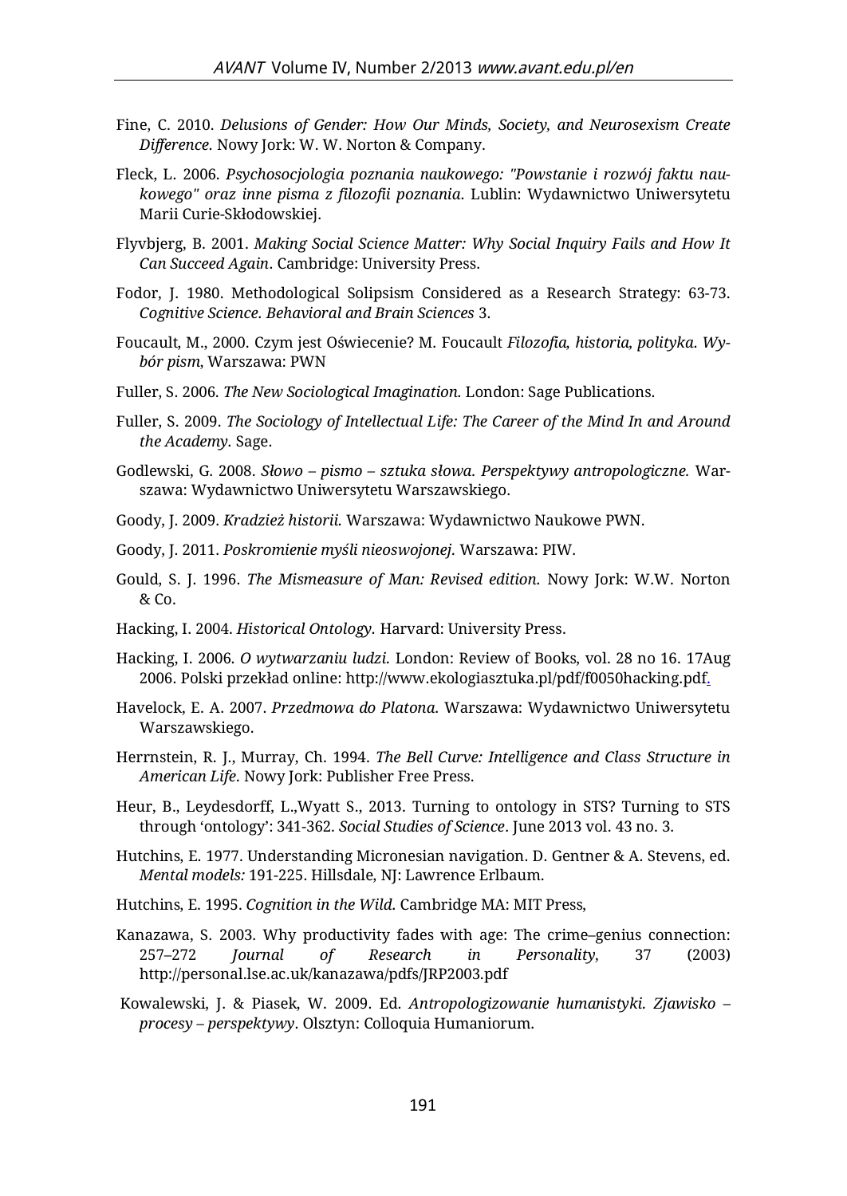Fine, C. 2010. *Delusions of Gender: How Our Minds, Society, and Neurosexism Create Difference.* Nowy Jork: W. W. Norton & Company.

Fleck, L. 2006. *Psychosocjologia poznania naukowego: "Powstanie i rozwój faktu naukowego" oraz inne pisma z filozofii poznania*. Lublin: Wydawnictwo Uniwersytetu Marii Curie-Skłodowskiej.

Flyvbjerg, B. 2001. *Making Social Science Matter: Why Social Inquiry Fails and How It Can Succeed Again*. Cambridge: University Press.

Fodor, J. 1980. Methodological Solipsism Considered as a Research Strategy: 63-73. *Cognitive Science. Behavioral and Brain Sciences* 3.

Foucault, M., 2000. Czym jest Oświecenie? M. Foucault *Filozofia, historia, polityka. Wybór pism*, Warszawa: PWN

Fuller, S. 2006. *The New Sociological Imagination.* London: Sage Publications.

Fuller, S. 2009. *The Sociology of Intellectual Life: The Career of the Mind In and Around the Academy.* Sage.

Godlewski, G. 2008. *Słowo – pismo – sztuka słowa. Perspektywy antropologiczne.* Warszawa: Wydawnictwo Uniwersytetu Warszawskiego.

Goody, J. 2009. *Kradzież historii.* Warszawa: Wydawnictwo Naukowe PWN.

Goody, J. 2011. *Poskromienie myśli nieoswojonej.* Warszawa: PIW.

Gould, S. J. 1996. *The Mismeasure of Man: Revised edition.* Nowy Jork: W.W. Norton & Co.

Hacking, I. 2004. *Historical Ontology.* Harvard: University Press.

Hacking, I. 2006. *O wytwarzaniu ludzi.* London: Review of Books, vol. 28 no 16. 17Aug 2006. Polski przekład online: http://www.ekologiasztuka.pl/pdf/f0050hacking.pdf.

Havelock, E. A. 2007. *Przedmowa do Platona.* Warszawa: Wydawnictwo Uniwersytetu Warszawskiego.

Herrnstein, R. J., Murray, Ch. 1994. *The Bell Curve: Intelligence and Class Structure in American Life.* Nowy Jork: Publisher Free Press.

Heur, B., Leydesdorff, L.,Wyatt S., 2013. Turning to ontology in STS? Turning to STS through 'ontology': 341-362. *Social Studies of Science*. June 2013 vol. 43 no. 3.

Hutchins, E. 1977. Understanding Micronesian navigation. D. Gentner & A. Stevens, ed. *Mental models:* 191-225. Hillsdale, NJ: Lawrence Erlbaum.

Hutchins, E. 1995. *Cognition in the Wild.* Cambridge MA: MIT Press,

Kanazawa, S. 2003. Why productivity fades with age: The crime–genius connection: 257–272 *Journal of Research in Personality*, 37 (2003) http://personal.lse.ac.uk/kanazawa/pdfs/JRP2003.pdf

Kowalewski, J. & Piasek, W. 2009. Ed. *Antropologizowanie humanistyki. Zjawisko – procesy – perspektywy*. Olsztyn: Colloquia Humaniorum.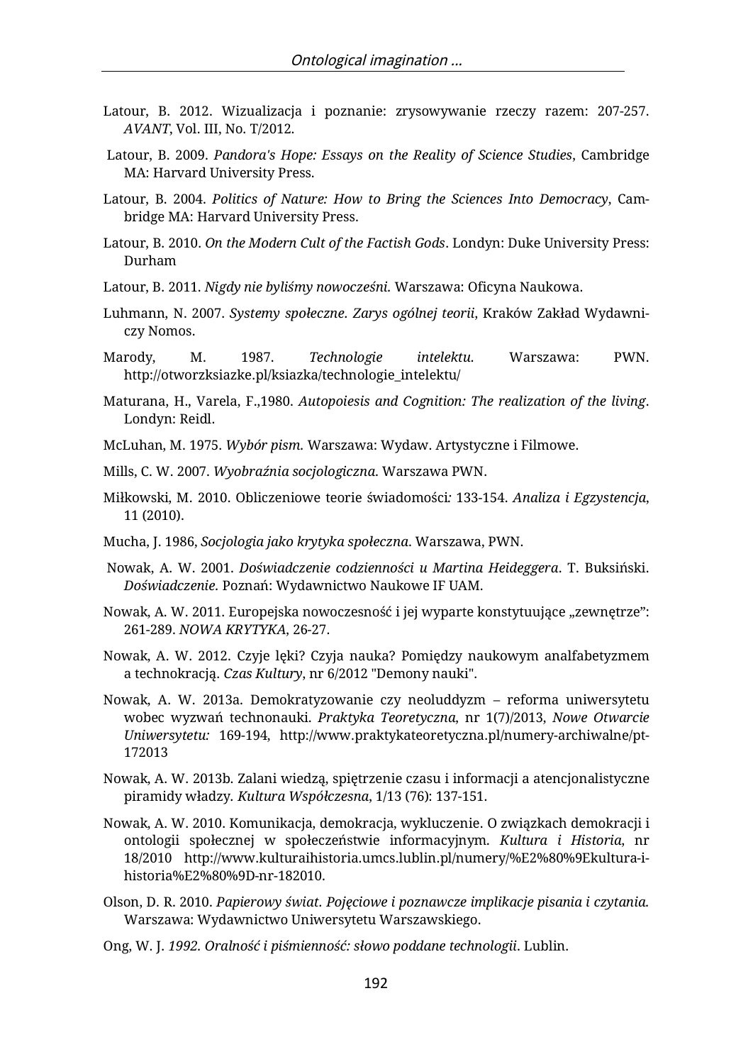Latour, B. 2012. Wizualizacja i poznanie: zrysowywanie rzeczy razem: 207-257. *AVANT*, Vol. III, No. T/2012.

Latour, B. 2009. *Pandora's Hope: Essays on the Reality of Science Studies*, Cambridge MA: Harvard University Press.

Latour, B. 2004. *Politics of Nature: How to Bring the Sciences Into Democracy*, Cambridge MA: Harvard University Press.

Latour, B. 2010. *On the Modern Cult of the Factish Gods*. Londyn: Duke University Press: Durham

Latour, B. 2011. *Nigdy nie byliśmy nowocześni.* Warszawa: Oficyna Naukowa.

Luhmann, N. 2007. *Systemy społeczne. Zarys ogólnej teorii*, Kraków Zakład Wydawniczy Nomos.

Marody, M. 1987. *Technologie intelektu.* Warszawa: PWN. http://otworzksiazke.pl/ksiazka/technologie_intelektu/

Maturana, H., Varela, F.,1980. *Autopoiesis and Cognition: The realization of the living*. Londyn: Reidl.

McLuhan, M. 1975. *Wybór pism.* Warszawa: Wydaw. Artystyczne i Filmowe.

Mills, C. W. 2007. *Wyobraźnia socjologiczna.* Warszawa PWN.

Miłkowski, M. 2010. Obliczeniowe teorie świadomości*:* 133-154. *Analiza i Egzystencja*, 11 (2010).

Mucha, J. 1986, *Socjologia jako krytyka społeczna*. Warszawa, PWN.

Nowak, A. W. 2001. *Doświadczenie codzienności u Martina Heideggera*. T. Buksiński. *Doświadczenie.* Poznań: Wydawnictwo Naukowe IF UAM.

Nowak, A. W. 2011. Europejska nowoczesność i jej wyparte konstytuujące „zewnętrze": 261-289. *NOWA KRYTYKA*, 26-27.

Nowak, A. W. 2012. Czyje lęki? Czyja nauka? Pomiędzy naukowym analfabetyzmem a technokracją. *Czas Kultury*, nr 6/2012 "Demony nauki".

Nowak, A. W. 2013a. Demokratyzowanie czy neoluddyzm – reforma uniwersytetu wobec wyzwań technonauki. *Praktyka Teoretyczna,* nr 1(7)/2013, *Nowe Otwarcie Uniwersytetu:* 169-194, http://www.praktykateoretyczna.pl/numery-archiwalne/pt-172013

Nowak, A. W. 2013b. Zalani wiedzą, spiętrzenie czasu i informacji a atencjonalistyczne piramidy władzy. *Kultura Współczesna*, 1/13 (76): 137-151.

Nowak, A. W. 2010. Komunikacja, demokracja, wykluczenie. O związkach demokracji i ontologii społecznej w społeczeństwie informacyjnym. *Kultura i Historia*, nr 18/2010 http://www.kulturaihistoria.umcs.lublin.pl/numery/%E2%80%9Ekultura-i-historia%E2%80%9D-nr-182010.

Olson, D. R. 2010. *Papierowy świat. Pojęciowe i poznawcze implikacje pisania i czytania.* Warszawa: Wydawnictwo Uniwersytetu Warszawskiego.

Ong, W. J. *1992. Oralność i piśmienność: słowo poddane technologii*. Lublin.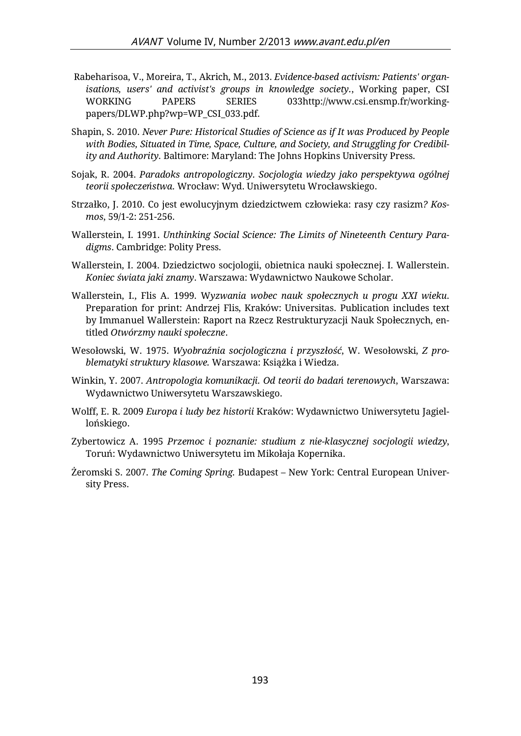Rabeharisoa, V., Moreira, T., Akrich, M., 2013. *Evidence-based activism: Patients' organisations, users' and activist's groups in knowledge society.*, Working paper, CSI WORKING PAPERS SERIES 033http://www.csi.ensmp.fr/working-papers/DLWP.php?wp=WP_CSI_033.pdf.

Shapin, S. 2010. *Never Pure: Historical Studies of Science as if It was Produced by People with Bodies, Situated in Time, Space, Culture, and Society, and Struggling for Credibility and Authority*. Baltimore: Maryland: The Johns Hopkins University Press.

Sojak, R. 2004. *Paradoks antropologiczny. Socjologia wiedzy jako perspektywa ogólnej teorii społeczeństwa.* Wrocław: Wyd. Uniwersytetu Wrocławskiego.

Strzałko, J. 2010. Co jest ewolucyjnym dziedzictwem człowieka: rasy czy rasizm*? Kosmos*, 59/1-2: 251-256.

Wallerstein, I. 1991. *Unthinking Social Science: The Limits of Nineteenth Century Paradigms*. Cambridge: Polity Press.

Wallerstein, I. 2004. Dziedzictwo socjologii, obietnica nauki społecznej. I. Wallerstein. *Koniec świata jaki znamy*. Warszawa: Wydawnictwo Naukowe Scholar.

Wallerstein, I., Flis A. 1999. W*yzwania wobec nauk społecznych u progu XXI wieku*. Preparation for print: Andrzej Flis, Kraków: Universitas. Publication includes text by Immanuel Wallerstein: Raport na Rzecz Restrukturyzacji Nauk Społecznych, entitled *Otwórzmy nauki społeczne*.

Wesołowski, W. 1975. *Wyobraźnia socjologiczna i przyszłość*, W. Wesołowski, *Z problematyki struktury klasowe.* Warszawa: Książka i Wiedza.

Winkin, Y. 2007. *Antropologia komunikacji. Od teorii do badań terenowych*, Warszawa: Wydawnictwo Uniwersytetu Warszawskiego.

Wolff, E. R. 2009 *Europa i ludy bez historii* Kraków: Wydawnictwo Uniwersytetu Jagiellońskiego.

Zybertowicz A. 1995 *Przemoc i poznanie: studium z nie-klasycznej socjologii wiedzy*, Toruń: Wydawnictwo Uniwersytetu im Mikołaja Kopernika.

Żeromski S. 2007. *The Coming Spring.* Budapest – New York: Central European University Press.